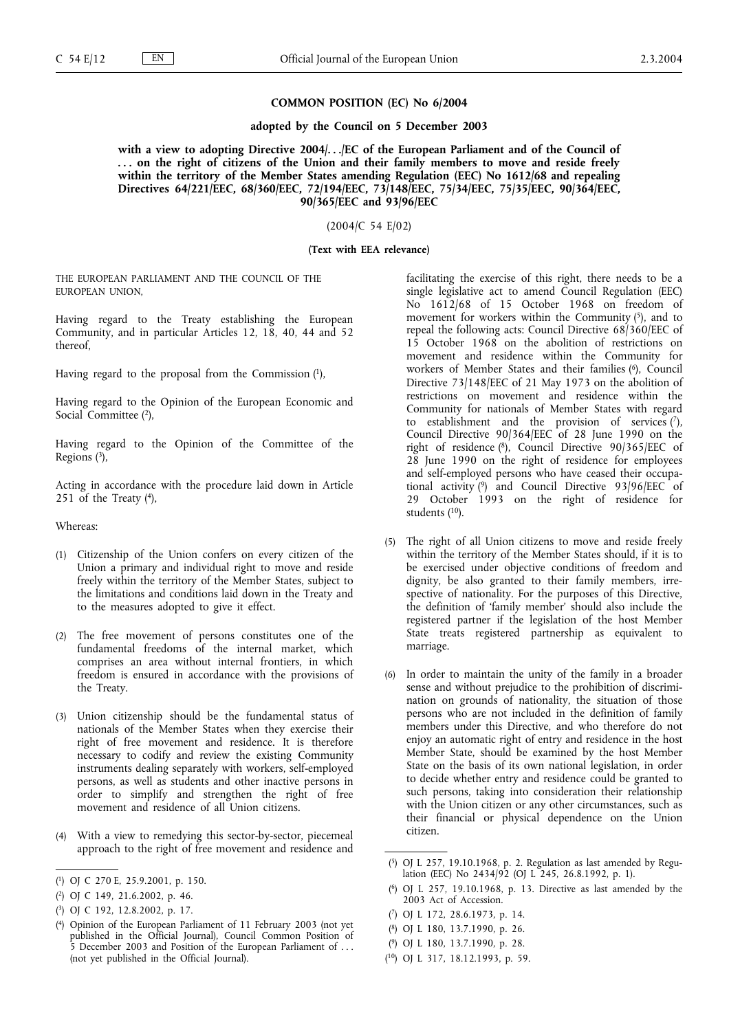## COMMON POSITION (EC) No 6/2004

### adopted by the Council on 5 December 2003

### with a view to adopting Directive 2004/.../EC of the European Parliament and of the Council of ... on the right of citizens of the Union and their family members to move and reside freely within the territory of the Member States amending Regulation (EEC) No 1612/68 and repealing Directives 64/221/EEC, 68/360/EEC, 72/194/EEC, 73/148/EEC, 75/34/EEC, 75/35/EEC, 90/364/EEC, 90/365/EEC and 93/96/EEC

(2004/C 54 E/02)

**(Text with EEA relevance)**

THE EUROPEAN PARLIAMENT AND THE COUNCIL OF THE EUROPEAN UNION,

Having regard to the Treaty establishing the European Community, and in particular Articles 12, 18, 40, 44 and 52 thereof,

Having regard to the proposal from the Commission [1],

Having regard to the Opinion of the European Economic and Social Committee [2],

Having regard to the Opinion of the Committee of the Regions [3],

Acting in accordance with the procedure laid down in Article 251 of the Treaty [4],

Whereas:

(1) Citizenship of the Union confers on every citizen of the Union a primary and individual right to move and reside freely within the territory of the Member States, subject to the limitations and conditions laid down in the Treaty and to the measures adopted to give it effect.

(2) The free movement of persons constitutes one of the fundamental freedoms of the internal market, which comprises an area without internal frontiers, in which freedom is ensured in accordance with the provisions of the Treaty.

(3) Union citizenship should be the fundamental status of nationals of the Member States when they exercise their right of free movement and residence. It is therefore necessary to codify and review the existing Community instruments dealing separately with workers, self-employed persons, as well as students and other inactive persons in order to simplify and strengthen the right of free movement and residence of all Union citizens.

(4) With a view to remedying this sector-by-sector, piecemeal approach to the right of free movement and residence and facilitating the exercise of this right, there needs to be a single legislative act to amend Council Regulation (EEC) No 1612/68 of 15 October 1968 on freedom of movement for workers within the Community [5], and to repeal the following acts: Council Directive 68/360/EEC of 15 October 1968 on the abolition of restrictions on movement and residence within the Community for workers of Member States and their families [6], Council Directive 73/148/EEC of 21 May 1973 on the abolition of restrictions on movement and residence within the Community for nationals of Member States with regard to establishment and the provision of services [7], Council Directive 90/364/EEC of 28 June 1990 on the right of residence [8], Council Directive 90/365/EEC of 28 June 1990 on the right of residence for employees and self-employed persons who have ceased their occupational activity [9] and Council Directive 93/96/EEC of 29 October 1993 on the right of residence for students [10].

(5) The right of all Union citizens to move and reside freely within the territory of the Member States should, if it is to be exercised under objective conditions of freedom and dignity, be also granted to their family members, irrespective of nationality. For the purposes of this Directive, the definition of 'family member' should also include the registered partner if the legislation of the host Member State treats registered partnership as equivalent to marriage.

(6) In order to maintain the unity of the family in a broader sense and without prejudice to the prohibition of discrimination on grounds of nationality, the situation of those persons who are not included in the definition of family members under this Directive, and who therefore do not enjoy an automatic right of entry and residence in the host Member State, should be examined by the host Member State on the basis of its own national legislation, in order to decide whether entry and residence could be granted to such persons, taking into consideration their relationship with the Union citizen or any other circumstances, such as their financial or physical dependence on the Union citizen.

---

[1] OJ C 270 E, 25.9.2001, p. 150.

[2] OJ C 149, 21.6.2002, p. 46.

[3] OJ C 192, 12.8.2002, p. 17.

[4] Opinion of the European Parliament of 11 February 2003 (not yet published in the Official Journal), Council Common Position of 5 December 2003 and Position of the European Parliament of ... (not yet published in the Official Journal).

[5] OJ L 257, 19.10.1968, p. 2. Regulation as last amended by Regulation (EEC) No 2434/92 (OJ L 245, 26.8.1992, p. 1).

[6] OJ L 257, 19.10.1968, p. 13. Directive as last amended by the 2003 Act of Accession.

[7] OJ L 172, 28.6.1973, p. 14.

[8] OJ L 180, 13.7.1990, p. 26.

[9] OJ L 180, 13.7.1990, p. 28.

[10] OJ L 317, 18.12.1993, p. 59.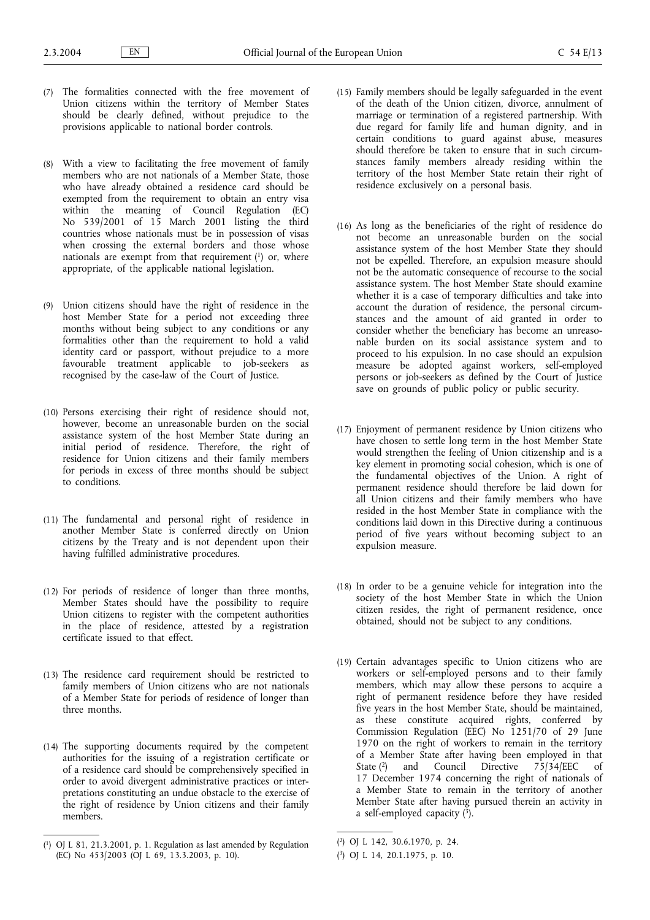(7) The formalities connected with the free movement of Union citizens within the territory of Member States should be clearly defined, without prejudice to the provisions applicable to national border controls.

(8) With a view to facilitating the free movement of family members who are not nationals of a Member State, those who have already obtained a residence card should be exempted from the requirement to obtain an entry visa within the meaning of Council Regulation (EC) No 539/2001 of 15 March 2001 listing the third countries whose nationals must be in possession of visas when crossing the external borders and those whose nationals are exempt from that requirement [1] or, where appropriate, of the applicable national legislation.

(9) Union citizens should have the right of residence in the host Member State for a period not exceeding three months without being subject to any conditions or any formalities other than the requirement to hold a valid identity card or passport, without prejudice to a more favourable treatment applicable to job-seekers as recognised by the case-law of the Court of Justice.

(10) Persons exercising their right of residence should not, however, become an unreasonable burden on the social assistance system of the host Member State during an initial period of residence. Therefore, the right of residence for Union citizens and their family members for periods in excess of three months should be subject to conditions.

(11) The fundamental and personal right of residence in another Member State is conferred directly on Union citizens by the Treaty and is not dependent upon their having fulfilled administrative procedures.

(12) For periods of residence of longer than three months, Member States should have the possibility to require Union citizens to register with the competent authorities in the place of residence, attested by a registration certificate issued to that effect.

(13) The residence card requirement should be restricted to family members of Union citizens who are not nationals of a Member State for periods of residence of longer than three months.

(14) The supporting documents required by the competent authorities for the issuing of a registration certificate or of a residence card should be comprehensively specified in order to avoid divergent administrative practices or interpretations constituting an undue obstacle to the exercise of the right of residence by Union citizens and their family members.

(15) Family members should be legally safeguarded in the event of the death of the Union citizen, divorce, annulment of marriage or termination of a registered partnership. With due regard for family life and human dignity, and in certain conditions to guard against abuse, measures should therefore be taken to ensure that in such circumstances family members already residing within the territory of the host Member State retain their right of residence exclusively on a personal basis.

(16) As long as the beneficiaries of the right of residence do not become an unreasonable burden on the social assistance system of the host Member State they should not be expelled. Therefore, an expulsion measure should not be the automatic consequence of recourse to the social assistance system. The host Member State should examine whether it is a case of temporary difficulties and take into account the duration of residence, the personal circumstances and the amount of aid granted in order to consider whether the beneficiary has become an unreasonable burden on its social assistance system and to proceed to his expulsion. In no case should an expulsion measure be adopted against workers, self-employed persons or job-seekers as defined by the Court of Justice save on grounds of public policy or public security.

(17) Enjoyment of permanent residence by Union citizens who have chosen to settle long term in the host Member State would strengthen the feeling of Union citizenship and is a key element in promoting social cohesion, which is one of the fundamental objectives of the Union. A right of permanent residence should therefore be laid down for all Union citizens and their family members who have resided in the host Member State in compliance with the conditions laid down in this Directive during a continuous period of five years without becoming subject to an expulsion measure.

(18) In order to be a genuine vehicle for integration into the society of the host Member State in which the Union citizen resides, the right of permanent residence, once obtained, should not be subject to any conditions.

(19) Certain advantages specific to Union citizens who are workers or self-employed persons and to their family members, which may allow these persons to acquire a right of permanent residence before they have resided five years in the host Member State, should be maintained, as these constitute acquired rights, conferred by Commission Regulation (EEC) No 1251/70 of 29 June 1970 on the right of workers to remain in the territory of a Member State after having been employed in that State [2] and Council Directive 75/34/EEC of 17 December 1974 concerning the right of nationals of a Member State to remain in the territory of another Member State after having pursued therein an activity in a self-employed capacity [3].

---

[1] OJ L 81, 21.3.2001, p. 1. Regulation as last amended by Regulation (EC) No 453/2003 (OJ L 69, 13.3.2003, p. 10).

[2] OJ L 142, 30.6.1970, p. 24.

[3] OJ L 14, 20.1.1975, p. 10.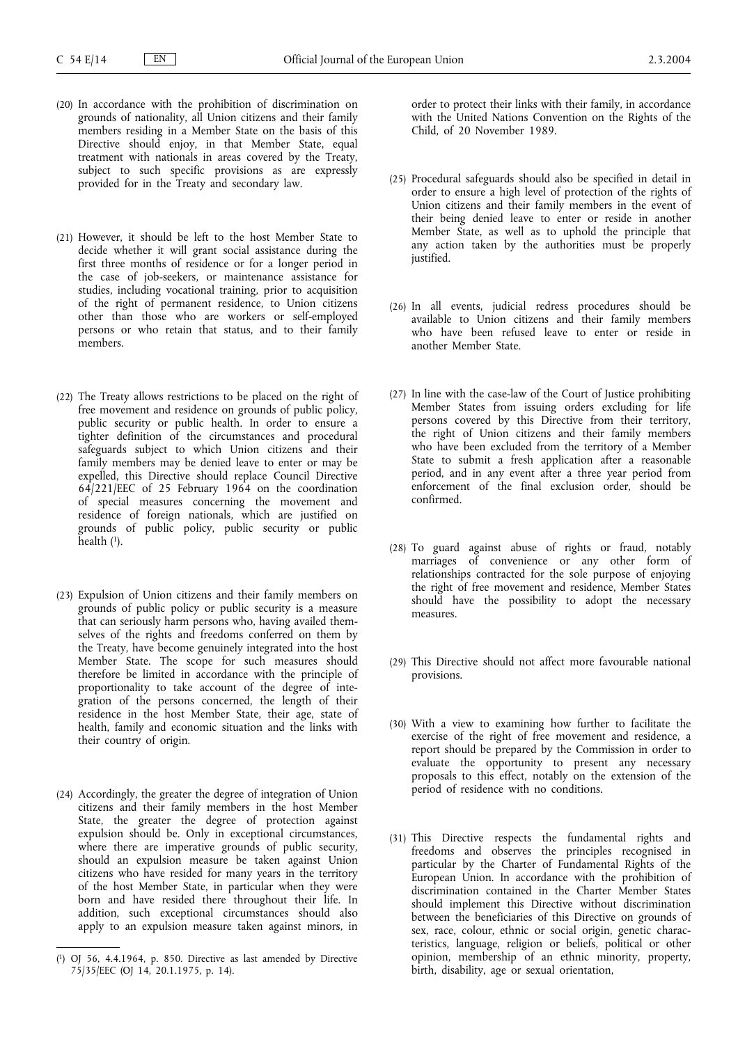(20) In accordance with the prohibition of discrimination on grounds of nationality, all Union citizens and their family members residing in a Member State on the basis of this Directive should enjoy, in that Member State, equal treatment with nationals in areas covered by the Treaty, subject to such specific provisions as are expressly provided for in the Treaty and secondary law.

(21) However, it should be left to the host Member State to decide whether it will grant social assistance during the first three months of residence or for a longer period in the case of job-seekers, or maintenance assistance for studies, including vocational training, prior to acquisition of the right of permanent residence, to Union citizens other than those who are workers or self-employed persons or who retain that status, and to their family members.

(22) The Treaty allows restrictions to be placed on the right of free movement and residence on grounds of public policy, public security or public health. In order to ensure a tighter definition of the circumstances and procedural safeguards subject to which Union citizens and their family members may be denied leave to enter or may be expelled, this Directive should replace Council Directive 64/221/EEC of 25 February 1964 on the coordination of special measures concerning the movement and residence of foreign nationals, which are justified on grounds of public policy, public security or public health [1].

(23) Expulsion of Union citizens and their family members on grounds of public policy or public security is a measure that can seriously harm persons who, having availed themselves of the rights and freedoms conferred on them by the Treaty, have become genuinely integrated into the host Member State. The scope for such measures should therefore be limited in accordance with the principle of proportionality to take account of the degree of integration of the persons concerned, the length of their residence in the host Member State, their age, state of health, family and economic situation and the links with their country of origin.

(24) Accordingly, the greater the degree of integration of Union citizens and their family members in the host Member State, the greater the degree of protection against expulsion should be. Only in exceptional circumstances, where there are imperative grounds of public security, should an expulsion measure be taken against Union citizens who have resided for many years in the territory of the host Member State, in particular when they were born and have resided there throughout their life. In addition, such exceptional circumstances should also apply to an expulsion measure taken against minors, in order to protect their links with their family, in accordance with the United Nations Convention on the Rights of the Child, of 20 November 1989.

(25) Procedural safeguards should also be specified in detail in order to ensure a high level of protection of the rights of Union citizens and their family members in the event of their being denied leave to enter or reside in another Member State, as well as to uphold the principle that any action taken by the authorities must be properly justified.

(26) In all events, judicial redress procedures should be available to Union citizens and their family members who have been refused leave to enter or reside in another Member State.

(27) In line with the case-law of the Court of Justice prohibiting Member States from issuing orders excluding for life persons covered by this Directive from their territory, the right of Union citizens and their family members who have been excluded from the territory of a Member State to submit a fresh application after a reasonable period, and in any event after a three year period from enforcement of the final exclusion order, should be confirmed.

(28) To guard against abuse of rights or fraud, notably marriages of convenience or any other form of relationships contracted for the sole purpose of enjoying the right of free movement and residence, Member States should have the possibility to adopt the necessary measures.

(29) This Directive should not affect more favourable national provisions.

(30) With a view to examining how further to facilitate the exercise of the right of free movement and residence, a report should be prepared by the Commission in order to evaluate the opportunity to present any necessary proposals to this effect, notably on the extension of the period of residence with no conditions.

(31) This Directive respects the fundamental rights and freedoms and observes the principles recognised in particular by the Charter of Fundamental Rights of the European Union. In accordance with the prohibition of discrimination contained in the Charter Member States should implement this Directive without discrimination between the beneficiaries of this Directive on grounds of sex, race, colour, ethnic or social origin, genetic characteristics, language, religion or beliefs, political or other opinion, membership of an ethnic minority, property, birth, disability, age or sexual orientation,

[1] OJ 56, 4.4.1964, p. 850. Directive as last amended by Directive 75/35/EEC (OJ 14, 20.1.1975, p. 14).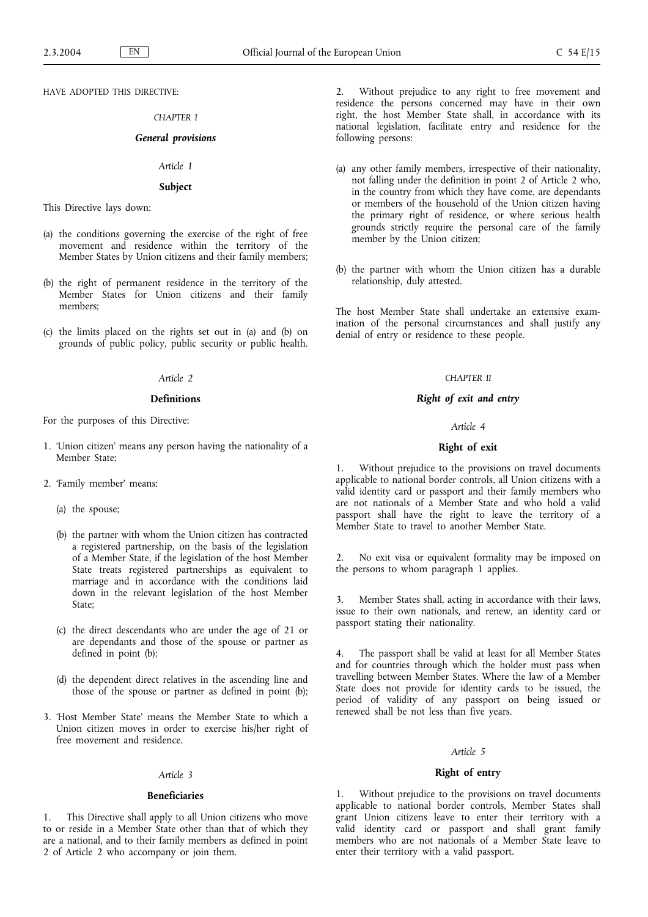HAVE ADOPTED THIS DIRECTIVE:

*CHAPTER I*

## *General provisions*

*Article 1*

### Subject

This Directive lays down:

(a) the conditions governing the exercise of the right of free movement and residence within the territory of the Member States by Union citizens and their family members;

(b) the right of permanent residence in the territory of the Member States for Union citizens and their family members;

(c) the limits placed on the rights set out in (a) and (b) on grounds of public policy, public security or public health.

*Article 2*

### Definitions

For the purposes of this Directive:

1. 'Union citizen' means any person having the nationality of a Member State;

2. 'Family member' means:

   (a) the spouse;

   (b) the partner with whom the Union citizen has contracted a registered partnership, on the basis of the legislation of a Member State, if the legislation of the host Member State treats registered partnerships as equivalent to marriage and in accordance with the conditions laid down in the relevant legislation of the host Member State;

   (c) the direct descendants who are under the age of 21 or are dependants and those of the spouse or partner as defined in point (b);

   (d) the dependent direct relatives in the ascending line and those of the spouse or partner as defined in point (b);

3. 'Host Member State' means the Member State to which a Union citizen moves in order to exercise his/her right of free movement and residence.

*Article 3*

### Beneficiaries

1. This Directive shall apply to all Union citizens who move to or reside in a Member State other than that of which they are a national, and to their family members as defined in point 2 of Article 2 who accompany or join them.

2. Without prejudice to any right to free movement and residence the persons concerned may have in their own right, the host Member State shall, in accordance with its national legislation, facilitate entry and residence for the following persons:

(a) any other family members, irrespective of their nationality, not falling under the definition in point 2 of Article 2 who, in the country from which they have come, are dependants or members of the household of the Union citizen having the primary right of residence, or where serious health grounds strictly require the personal care of the family member by the Union citizen;

(b) the partner with whom the Union citizen has a durable relationship, duly attested.

The host Member State shall undertake an extensive examination of the personal circumstances and shall justify any denial of entry or residence to these people.

*CHAPTER II*

## *Right of exit and entry*

*Article 4*

### Right of exit

1. Without prejudice to the provisions on travel documents applicable to national border controls, all Union citizens with a valid identity card or passport and their family members who are not nationals of a Member State and who hold a valid passport shall have the right to leave the territory of a Member State to travel to another Member State.

2. No exit visa or equivalent formality may be imposed on the persons to whom paragraph 1 applies.

3. Member States shall, acting in accordance with their laws, issue to their own nationals, and renew, an identity card or passport stating their nationality.

4. The passport shall be valid at least for all Member States and for countries through which the holder must pass when travelling between Member States. Where the law of a Member State does not provide for identity cards to be issued, the period of validity of any passport on being issued or renewed shall be not less than five years.

*Article 5*

### Right of entry

1. Without prejudice to the provisions on travel documents applicable to national border controls, Member States shall grant Union citizens leave to enter their territory with a valid identity card or passport and shall grant family members who are not nationals of a Member State leave to enter their territory with a valid passport.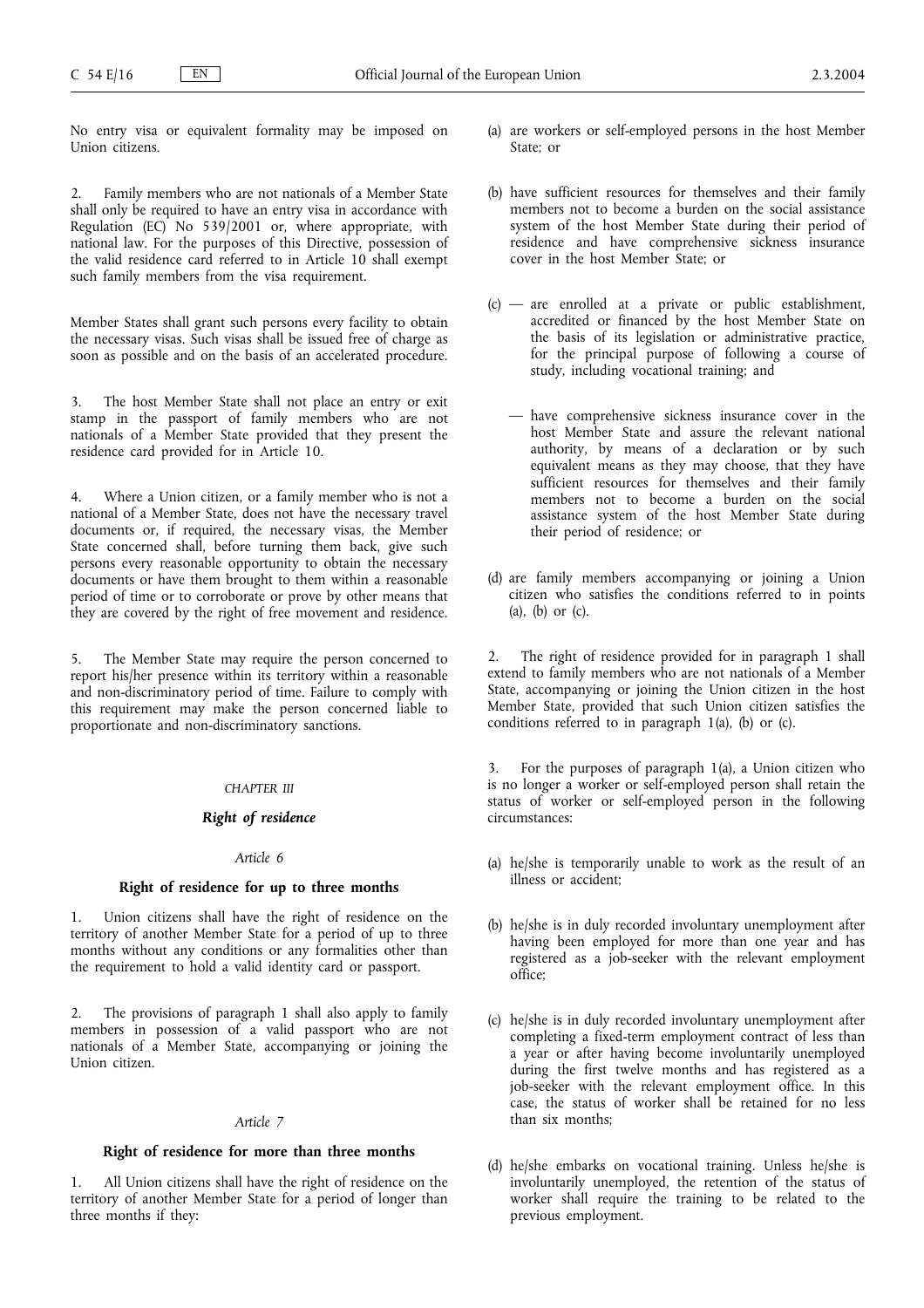No entry visa or equivalent formality may be imposed on Union citizens.

2. Family members who are not nationals of a Member State shall only be required to have an entry visa in accordance with Regulation (EC) No 539/2001 or, where appropriate, with national law. For the purposes of this Directive, possession of the valid residence card referred to in Article 10 shall exempt such family members from the visa requirement.

Member States shall grant such persons every facility to obtain the necessary visas. Such visas shall be issued free of charge as soon as possible and on the basis of an accelerated procedure.

3. The host Member State shall not place an entry or exit stamp in the passport of family members who are not nationals of a Member State provided that they present the residence card provided for in Article 10.

4. Where a Union citizen, or a family member who is not a national of a Member State, does not have the necessary travel documents or, if required, the necessary visas, the Member State concerned shall, before turning them back, give such persons every reasonable opportunity to obtain the necessary documents or have them brought to them within a reasonable period of time or to corroborate or prove by other means that they are covered by the right of free movement and residence.

5. The Member State may require the person concerned to report his/her presence within its territory within a reasonable and non-discriminatory period of time. Failure to comply with this requirement may make the person concerned liable to proportionate and non-discriminatory sanctions.

## *CHAPTER III*

## *Right of residence*

### *Article 6*

### Right of residence for up to three months

1. Union citizens shall have the right of residence on the territory of another Member State for a period of up to three months without any conditions or any formalities other than the requirement to hold a valid identity card or passport.

2. The provisions of paragraph 1 shall also apply to family members in possession of a valid passport who are not nationals of a Member State, accompanying or joining the Union citizen.

### *Article 7*

### Right of residence for more than three months

1. All Union citizens shall have the right of residence on the territory of another Member State for a period of longer than three months if they:

(a) are workers or self-employed persons in the host Member State; or

(b) have sufficient resources for themselves and their family members not to become a burden on the social assistance system of the host Member State during their period of residence and have comprehensive sickness insurance cover in the host Member State; or

(c) — are enrolled at a private or public establishment, accredited or financed by the host Member State on the basis of its legislation or administrative practice, for the principal purpose of following a course of study, including vocational training; and

— have comprehensive sickness insurance cover in the host Member State and assure the relevant national authority, by means of a declaration or by such equivalent means as they may choose, that they have sufficient resources for themselves and their family members not to become a burden on the social assistance system of the host Member State during their period of residence; or

(d) are family members accompanying or joining a Union citizen who satisfies the conditions referred to in points (a), (b) or (c).

2. The right of residence provided for in paragraph 1 shall extend to family members who are not nationals of a Member State, accompanying or joining the Union citizen in the host Member State, provided that such Union citizen satisfies the conditions referred to in paragraph 1(a), (b) or (c).

3. For the purposes of paragraph 1(a), a Union citizen who is no longer a worker or self-employed person shall retain the status of worker or self-employed person in the following circumstances:

(a) he/she is temporarily unable to work as the result of an illness or accident;

(b) he/she is in duly recorded involuntary unemployment after having been employed for more than one year and has registered as a job-seeker with the relevant employment office;

(c) he/she is in duly recorded involuntary unemployment after completing a fixed-term employment contract of less than a year or after having become involuntarily unemployed during the first twelve months and has registered as a job-seeker with the relevant employment office. In this case, the status of worker shall be retained for no less than six months;

(d) he/she embarks on vocational training. Unless he/she is involuntarily unemployed, the retention of the status of worker shall require the training to be related to the previous employment.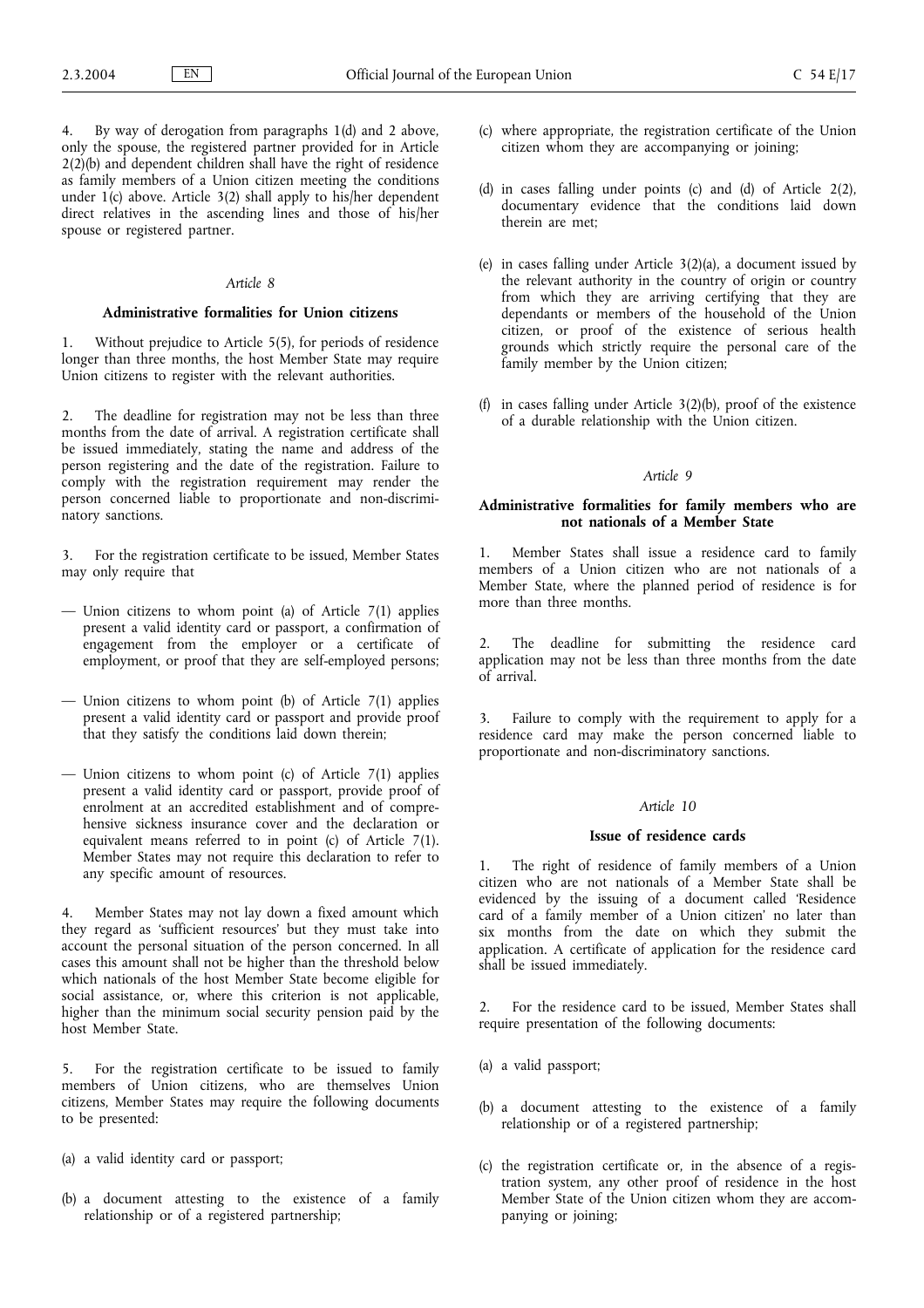4. By way of derogation from paragraphs 1(d) and 2 above, only the spouse, the registered partner provided for in Article 2(2)(b) and dependent children shall have the right of residence as family members of a Union citizen meeting the conditions under 1(c) above. Article 3(2) shall apply to his/her dependent direct relatives in the ascending lines and those of his/her spouse or registered partner.

*Article 8*

**Administrative formalities for Union citizens**

1. Without prejudice to Article 5(5), for periods of residence longer than three months, the host Member State may require Union citizens to register with the relevant authorities.

2. The deadline for registration may not be less than three months from the date of arrival. A registration certificate shall be issued immediately, stating the name and address of the person registering and the date of the registration. Failure to comply with the registration requirement may render the person concerned liable to proportionate and non-discriminatory sanctions.

3. For the registration certificate to be issued, Member States may only require that

— Union citizens to whom point (a) of Article 7(1) applies present a valid identity card or passport, a confirmation of engagement from the employer or a certificate of employment, or proof that they are self-employed persons;

— Union citizens to whom point (b) of Article 7(1) applies present a valid identity card or passport and provide proof that they satisfy the conditions laid down therein;

— Union citizens to whom point (c) of Article 7(1) applies present a valid identity card or passport, provide proof of enrolment at an accredited establishment and of comprehensive sickness insurance cover and the declaration or equivalent means referred to in point (c) of Article 7(1). Member States may not require this declaration to refer to any specific amount of resources.

4. Member States may not lay down a fixed amount which they regard as 'sufficient resources' but they must take into account the personal situation of the person concerned. In all cases this amount shall not be higher than the threshold below which nationals of the host Member State become eligible for social assistance, or, where this criterion is not applicable, higher than the minimum social security pension paid by the host Member State.

5. For the registration certificate to be issued to family members of Union citizens, who are themselves Union citizens, Member States may require the following documents to be presented:

(a) a valid identity card or passport;

(b) a document attesting to the existence of a family relationship or of a registered partnership;

(c) where appropriate, the registration certificate of the Union citizen whom they are accompanying or joining;

(d) in cases falling under points (c) and (d) of Article 2(2), documentary evidence that the conditions laid down therein are met;

(e) in cases falling under Article 3(2)(a), a document issued by the relevant authority in the country of origin or country from which they are arriving certifying that they are dependants or members of the household of the Union citizen, or proof of the existence of serious health grounds which strictly require the personal care of the family member by the Union citizen;

(f) in cases falling under Article 3(2)(b), proof of the existence of a durable relationship with the Union citizen.

*Article 9*

**Administrative formalities for family members who are not nationals of a Member State**

1. Member States shall issue a residence card to family members of a Union citizen who are not nationals of a Member State, where the planned period of residence is for more than three months.

2. The deadline for submitting the residence card application may not be less than three months from the date of arrival.

3. Failure to comply with the requirement to apply for a residence card may make the person concerned liable to proportionate and non-discriminatory sanctions.

*Article 10*

**Issue of residence cards**

1. The right of residence of family members of a Union citizen who are not nationals of a Member State shall be evidenced by the issuing of a document called 'Residence card of a family member of a Union citizen' no later than six months from the date on which they submit the application. A certificate of application for the residence card shall be issued immediately.

2. For the residence card to be issued, Member States shall require presentation of the following documents:

(a) a valid passport;

(b) a document attesting to the existence of a family relationship or of a registered partnership;

(c) the registration certificate or, in the absence of a registration system, any other proof of residence in the host Member State of the Union citizen whom they are accompanying or joining;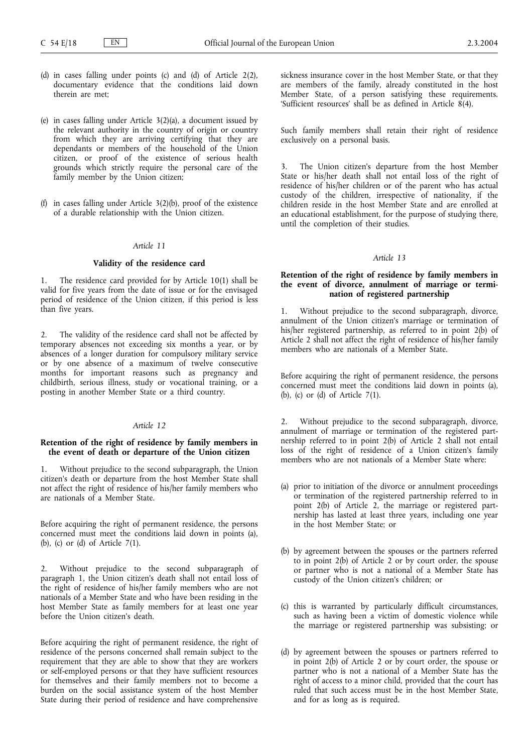(d) in cases falling under points (c) and (d) of Article 2(2), documentary evidence that the conditions laid down therein are met;

(e) in cases falling under Article 3(2)(a), a document issued by the relevant authority in the country of origin or country from which they are arriving certifying that they are dependants or members of the household of the Union citizen, or proof of the existence of serious health grounds which strictly require the personal care of the family member by the Union citizen;

(f) in cases falling under Article 3(2)(b), proof of the existence of a durable relationship with the Union citizen.

*Article 11*

**Validity of the residence card**

1. The residence card provided for by Article 10(1) shall be valid for five years from the date of issue or for the envisaged period of residence of the Union citizen, if this period is less than five years.

2. The validity of the residence card shall not be affected by temporary absences not exceeding six months a year, or by absences of a longer duration for compulsory military service or by one absence of a maximum of twelve consecutive months for important reasons such as pregnancy and childbirth, serious illness, study or vocational training, or a posting in another Member State or a third country.

*Article 12*

**Retention of the right of residence by family members in the event of death or departure of the Union citizen**

1. Without prejudice to the second subparagraph, the Union citizen's death or departure from the host Member State shall not affect the right of residence of his/her family members who are nationals of a Member State.

Before acquiring the right of permanent residence, the persons concerned must meet the conditions laid down in points (a), (b), (c) or (d) of Article 7(1).

2. Without prejudice to the second subparagraph of paragraph 1, the Union citizen's death shall not entail loss of the right of residence of his/her family members who are not nationals of a Member State and who have been residing in the host Member State as family members for at least one year before the Union citizen's death.

Before acquiring the right of permanent residence, the right of residence of the persons concerned shall remain subject to the requirement that they are able to show that they are workers or self-employed persons or that they have sufficient resources for themselves and their family members not to become a burden on the social assistance system of the host Member State during their period of residence and have comprehensive sickness insurance cover in the host Member State, or that they are members of the family, already constituted in the host Member State, of a person satisfying these requirements. 'Sufficient resources' shall be as defined in Article 8(4).

Such family members shall retain their right of residence exclusively on a personal basis.

3. The Union citizen's departure from the host Member State or his/her death shall not entail loss of the right of residence of his/her children or of the parent who has actual custody of the children, irrespective of nationality, if the children reside in the host Member State and are enrolled at an educational establishment, for the purpose of studying there, until the completion of their studies.

*Article 13*

**Retention of the right of residence by family members in the event of divorce, annulment of marriage or termination of registered partnership**

1. Without prejudice to the second subparagraph, divorce, annulment of the Union citizen's marriage or termination of his/her registered partnership, as referred to in point 2(b) of Article 2 shall not affect the right of residence of his/her family members who are nationals of a Member State.

Before acquiring the right of permanent residence, the persons concerned must meet the conditions laid down in points (a), (b), (c) or (d) of Article 7(1).

2. Without prejudice to the second subparagraph, divorce, annulment of marriage or termination of the registered partnership referred to in point 2(b) of Article 2 shall not entail loss of the right of residence of a Union citizen's family members who are not nationals of a Member State where:

(a) prior to initiation of the divorce or annulment proceedings or termination of the registered partnership referred to in point 2(b) of Article 2, the marriage or registered partnership has lasted at least three years, including one year in the host Member State; or

(b) by agreement between the spouses or the partners referred to in point 2(b) of Article 2 or by court order, the spouse or partner who is not a national of a Member State has custody of the Union citizen's children; or

(c) this is warranted by particularly difficult circumstances, such as having been a victim of domestic violence while the marriage or registered partnership was subsisting; or

(d) by agreement between the spouses or partners referred to in point 2(b) of Article 2 or by court order, the spouse or partner who is not a national of a Member State has the right of access to a minor child, provided that the court has ruled that such access must be in the host Member State, and for as long as is required.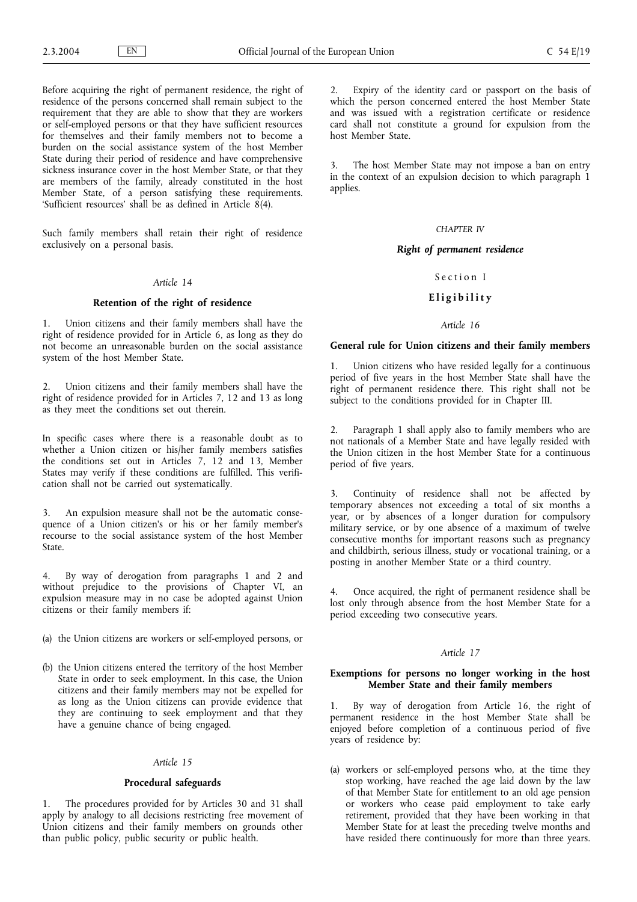Before acquiring the right of permanent residence, the right of residence of the persons concerned shall remain subject to the requirement that they are able to show that they are workers or self-employed persons or that they have sufficient resources for themselves and their family members not to become a burden on the social assistance system of the host Member State during their period of residence and have comprehensive sickness insurance cover in the host Member State, or that they are members of the family, already constituted in the host Member State, of a person satisfying these requirements. 'Sufficient resources' shall be as defined in Article 8(4).

Such family members shall retain their right of residence exclusively on a personal basis.

*Article 14*

**Retention of the right of residence**

1. Union citizens and their family members shall have the right of residence provided for in Article 6, as long as they do not become an unreasonable burden on the social assistance system of the host Member State.

2. Union citizens and their family members shall have the right of residence provided for in Articles 7, 12 and 13 as long as they meet the conditions set out therein.

In specific cases where there is a reasonable doubt as to whether a Union citizen or his/her family members satisfies the conditions set out in Articles 7, 12 and 13, Member States may verify if these conditions are fulfilled. This verification shall not be carried out systematically.

3. An expulsion measure shall not be the automatic consequence of a Union citizen's or his or her family member's recourse to the social assistance system of the host Member State.

4. By way of derogation from paragraphs 1 and 2 and without prejudice to the provisions of Chapter VI, an expulsion measure may in no case be adopted against Union citizens or their family members if:

(a) the Union citizens are workers or self-employed persons, or

(b) the Union citizens entered the territory of the host Member State in order to seek employment. In this case, the Union citizens and their family members may not be expelled for as long as the Union citizens can provide evidence that they are continuing to seek employment and that they have a genuine chance of being engaged.

*Article 15*

**Procedural safeguards**

1. The procedures provided for by Articles 30 and 31 shall apply by analogy to all decisions restricting free movement of Union citizens and their family members on grounds other than public policy, public security or public health.

2. Expiry of the identity card or passport on the basis of which the person concerned entered the host Member State and was issued with a registration certificate or residence card shall not constitute a ground for expulsion from the host Member State.

3. The host Member State may not impose a ban on entry in the context of an expulsion decision to which paragraph 1 applies.

*CHAPTER IV*

***Right of permanent residence***

Section I

**Eligibility**

*Article 16*

**General rule for Union citizens and their family members**

1. Union citizens who have resided legally for a continuous period of five years in the host Member State shall have the right of permanent residence there. This right shall not be subject to the conditions provided for in Chapter III.

2. Paragraph 1 shall apply also to family members who are not nationals of a Member State and have legally resided with the Union citizen in the host Member State for a continuous period of five years.

3. Continuity of residence shall not be affected by temporary absences not exceeding a total of six months a year, or by absences of a longer duration for compulsory military service, or by one absence of a maximum of twelve consecutive months for important reasons such as pregnancy and childbirth, serious illness, study or vocational training, or a posting in another Member State or a third country.

4. Once acquired, the right of permanent residence shall be lost only through absence from the host Member State for a period exceeding two consecutive years.

*Article 17*

**Exemptions for persons no longer working in the host Member State and their family members**

1. By way of derogation from Article 16, the right of permanent residence in the host Member State shall be enjoyed before completion of a continuous period of five years of residence by:

(a) workers or self-employed persons who, at the time they stop working, have reached the age laid down by the law of that Member State for entitlement to an old age pension or workers who cease paid employment to take early retirement, provided that they have been working in that Member State for at least the preceding twelve months and have resided there continuously for more than three years.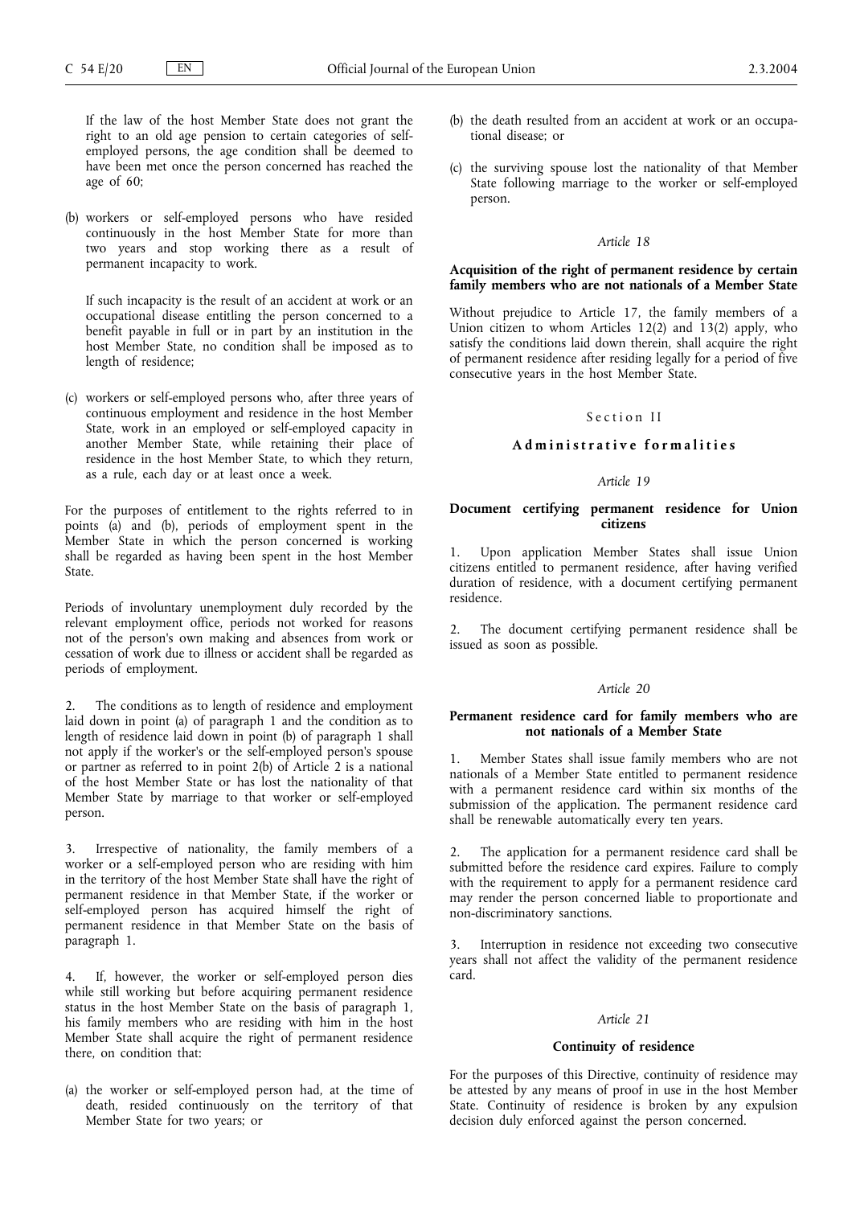If the law of the host Member State does not grant the right to an old age pension to certain categories of self-employed persons, the age condition shall be deemed to have been met once the person concerned has reached the age of 60;

(b) workers or self-employed persons who have resided continuously in the host Member State for more than two years and stop working there as a result of permanent incapacity to work.

If such incapacity is the result of an accident at work or an occupational disease entitling the person concerned to a benefit payable in full or in part by an institution in the host Member State, no condition shall be imposed as to length of residence;

(c) workers or self-employed persons who, after three years of continuous employment and residence in the host Member State, work in an employed or self-employed capacity in another Member State, while retaining their place of residence in the host Member State, to which they return, as a rule, each day or at least once a week.

For the purposes of entitlement to the rights referred to in points (a) and (b), periods of employment spent in the Member State in which the person concerned is working shall be regarded as having been spent in the host Member State.

Periods of involuntary unemployment duly recorded by the relevant employment office, periods not worked for reasons not of the person's own making and absences from work or cessation of work due to illness or accident shall be regarded as periods of employment.

2. The conditions as to length of residence and employment laid down in point (a) of paragraph 1 and the condition as to length of residence laid down in point (b) of paragraph 1 shall not apply if the worker's or the self-employed person's spouse or partner as referred to in point 2(b) of Article 2 is a national of the host Member State or has lost the nationality of that Member State by marriage to that worker or self-employed person.

3. Irrespective of nationality, the family members of a worker or a self-employed person who are residing with him in the territory of the host Member State shall have the right of permanent residence in that Member State, if the worker or self-employed person has acquired himself the right of permanent residence in that Member State on the basis of paragraph 1.

4. If, however, the worker or self-employed person dies while still working but before acquiring permanent residence status in the host Member State on the basis of paragraph 1, his family members who are residing with him in the host Member State shall acquire the right of permanent residence there, on condition that:

(a) the worker or self-employed person had, at the time of death, resided continuously on the territory of that Member State for two years; or

(b) the death resulted from an accident at work or an occupational disease; or

(c) the surviving spouse lost the nationality of that Member State following marriage to the worker or self-employed person.

*Article 18*

**Acquisition of the right of permanent residence by certain family members who are not nationals of a Member State**

Without prejudice to Article 17, the family members of a Union citizen to whom Articles 12(2) and 13(2) apply, who satisfy the conditions laid down therein, shall acquire the right of permanent residence after residing legally for a period of five consecutive years in the host Member State.

Section II

**Administrative formalities**

*Article 19*

**Document certifying permanent residence for Union citizens**

1. Upon application Member States shall issue Union citizens entitled to permanent residence, after having verified duration of residence, with a document certifying permanent residence.

2. The document certifying permanent residence shall be issued as soon as possible.

*Article 20*

**Permanent residence card for family members who are not nationals of a Member State**

1. Member States shall issue family members who are not nationals of a Member State entitled to permanent residence with a permanent residence card within six months of the submission of the application. The permanent residence card shall be renewable automatically every ten years.

2. The application for a permanent residence card shall be submitted before the residence card expires. Failure to comply with the requirement to apply for a permanent residence card may render the person concerned liable to proportionate and non-discriminatory sanctions.

3. Interruption in residence not exceeding two consecutive years shall not affect the validity of the permanent residence card.

*Article 21*

**Continuity of residence**

For the purposes of this Directive, continuity of residence may be attested by any means of proof in use in the host Member State. Continuity of residence is broken by any expulsion decision duly enforced against the person concerned.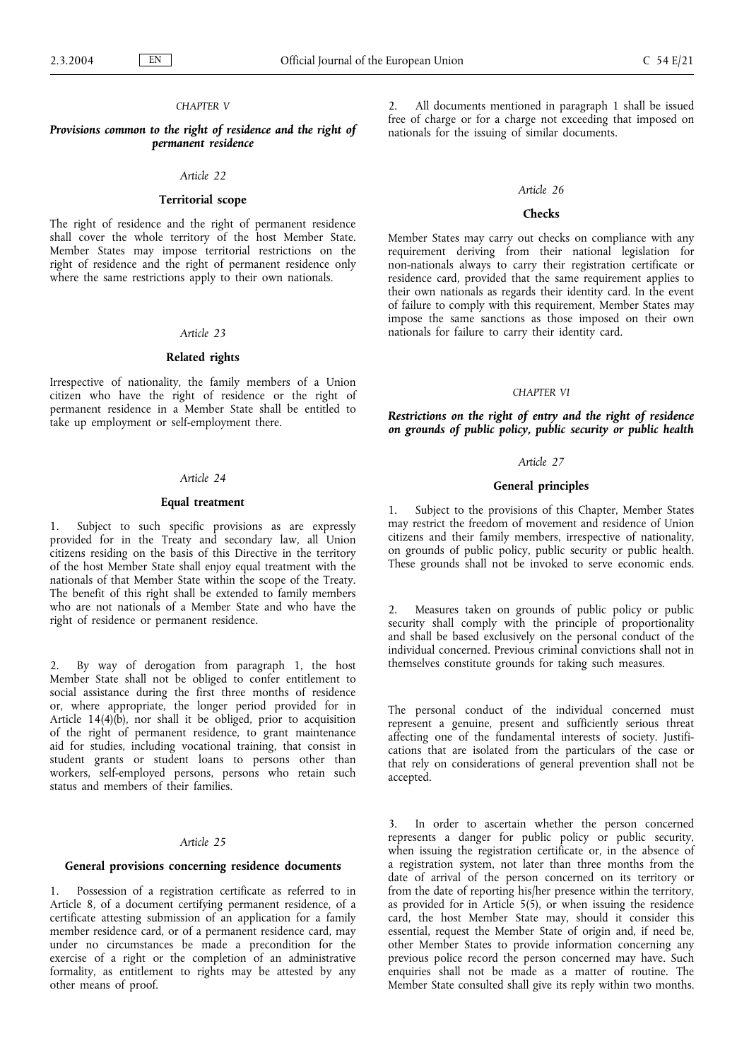*CHAPTER V*

***Provisions common to the right of residence and the right of permanent residence***

*Article 22*

**Territorial scope**

The right of residence and the right of permanent residence shall cover the whole territory of the host Member State. Member States may impose territorial restrictions on the right of residence and the right of permanent residence only where the same restrictions apply to their own nationals.

*Article 23*

**Related rights**

Irrespective of nationality, the family members of a Union citizen who have the right of residence or the right of permanent residence in a Member State shall be entitled to take up employment or self-employment there.

*Article 24*

**Equal treatment**

1. Subject to such specific provisions as are expressly provided for in the Treaty and secondary law, all Union citizens residing on the basis of this Directive in the territory of the host Member State shall enjoy equal treatment with the nationals of that Member State within the scope of the Treaty. The benefit of this right shall be extended to family members who are not nationals of a Member State and who have the right of residence or permanent residence.

2. By way of derogation from paragraph 1, the host Member State shall not be obliged to confer entitlement to social assistance during the first three months of residence or, where appropriate, the longer period provided for in Article 14(4)(b), nor shall it be obliged, prior to acquisition of the right of permanent residence, to grant maintenance aid for studies, including vocational training, that consist in student grants or student loans to persons other than workers, self-employed persons, persons who retain such status and members of their families.

*Article 25*

**General provisions concerning residence documents**

1. Possession of a registration certificate as referred to in Article 8, of a document certifying permanent residence, of a certificate attesting submission of an application for a family member residence card, or of a permanent residence card, may under no circumstances be made a precondition for the exercise of a right or the completion of an administrative formality, as entitlement to rights may be attested by any other means of proof.

2. All documents mentioned in paragraph 1 shall be issued free of charge or for a charge not exceeding that imposed on nationals for the issuing of similar documents.

*Article 26*

**Checks**

Member States may carry out checks on compliance with any requirement deriving from their national legislation for non-nationals always to carry their registration certificate or residence card, provided that the same requirement applies to their own nationals as regards their identity card. In the event of failure to comply with this requirement, Member States may impose the same sanctions as those imposed on their own nationals for failure to carry their identity card.

*CHAPTER VI*

***Restrictions on the right of entry and the right of residence on grounds of public policy, public security or public health***

*Article 27*

**General principles**

1. Subject to the provisions of this Chapter, Member States may restrict the freedom of movement and residence of Union citizens and their family members, irrespective of nationality, on grounds of public policy, public security or public health. These grounds shall not be invoked to serve economic ends.

2. Measures taken on grounds of public policy or public security shall comply with the principle of proportionality and shall be based exclusively on the personal conduct of the individual concerned. Previous criminal convictions shall not in themselves constitute grounds for taking such measures.

The personal conduct of the individual concerned must represent a genuine, present and sufficiently serious threat affecting one of the fundamental interests of society. Justifications that are isolated from the particulars of the case or that rely on considerations of general prevention shall not be accepted.

3. In order to ascertain whether the person concerned represents a danger for public policy or public security, when issuing the registration certificate or, in the absence of a registration system, not later than three months from the date of arrival of the person concerned on its territory or from the date of reporting his/her presence within the territory, as provided for in Article 5(5), or when issuing the residence card, the host Member State may, should it consider this essential, request the Member State of origin and, if need be, other Member States to provide information concerning any previous police record the person concerned may have. Such enquiries shall not be made as a matter of routine. The Member State consulted shall give its reply within two months.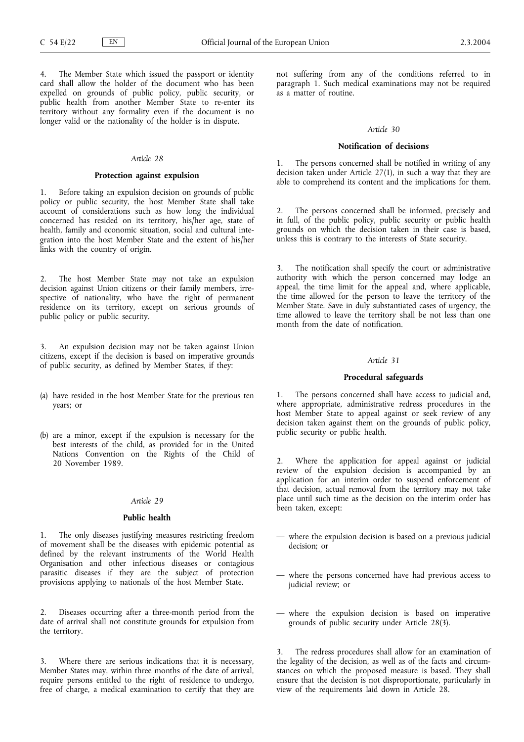4. The Member State which issued the passport or identity card shall allow the holder of the document who has been expelled on grounds of public policy, public security, or public health from another Member State to re-enter its territory without any formality even if the document is no longer valid or the nationality of the holder is in dispute.

*Article 28*

**Protection against expulsion**

1. Before taking an expulsion decision on grounds of public policy or public security, the host Member State shall take account of considerations such as how long the individual concerned has resided on its territory, his/her age, state of health, family and economic situation, social and cultural integration into the host Member State and the extent of his/her links with the country of origin.

2. The host Member State may not take an expulsion decision against Union citizens or their family members, irrespective of nationality, who have the right of permanent residence on its territory, except on serious grounds of public policy or public security.

3. An expulsion decision may not be taken against Union citizens, except if the decision is based on imperative grounds of public security, as defined by Member States, if they:

(a) have resided in the host Member State for the previous ten years; or

(b) are a minor, except if the expulsion is necessary for the best interests of the child, as provided for in the United Nations Convention on the Rights of the Child of 20 November 1989.

*Article 29*

**Public health**

1. The only diseases justifying measures restricting freedom of movement shall be the diseases with epidemic potential as defined by the relevant instruments of the World Health Organisation and other infectious diseases or contagious parasitic diseases if they are the subject of protection provisions applying to nationals of the host Member State.

2. Diseases occurring after a three-month period from the date of arrival shall not constitute grounds for expulsion from the territory.

3. Where there are serious indications that it is necessary, Member States may, within three months of the date of arrival, require persons entitled to the right of residence to undergo, free of charge, a medical examination to certify that they are not suffering from any of the conditions referred to in paragraph 1. Such medical examinations may not be required as a matter of routine.

*Article 30*

**Notification of decisions**

1. The persons concerned shall be notified in writing of any decision taken under Article 27(1), in such a way that they are able to comprehend its content and the implications for them.

2. The persons concerned shall be informed, precisely and in full, of the public policy, public security or public health grounds on which the decision taken in their case is based, unless this is contrary to the interests of State security.

3. The notification shall specify the court or administrative authority with which the person concerned may lodge an appeal, the time limit for the appeal and, where applicable, the time allowed for the person to leave the territory of the Member State. Save in duly substantiated cases of urgency, the time allowed to leave the territory shall be not less than one month from the date of notification.

*Article 31*

**Procedural safeguards**

1. The persons concerned shall have access to judicial and, where appropriate, administrative redress procedures in the host Member State to appeal against or seek review of any decision taken against them on the grounds of public policy, public security or public health.

2. Where the application for appeal against or judicial review of the expulsion decision is accompanied by an application for an interim order to suspend enforcement of that decision, actual removal from the territory may not take place until such time as the decision on the interim order has been taken, except:

— where the expulsion decision is based on a previous judicial decision; or

— where the persons concerned have had previous access to judicial review; or

— where the expulsion decision is based on imperative grounds of public security under Article 28(3).

3. The redress procedures shall allow for an examination of the legality of the decision, as well as of the facts and circumstances on which the proposed measure is based. They shall ensure that the decision is not disproportionate, particularly in view of the requirements laid down in Article 28.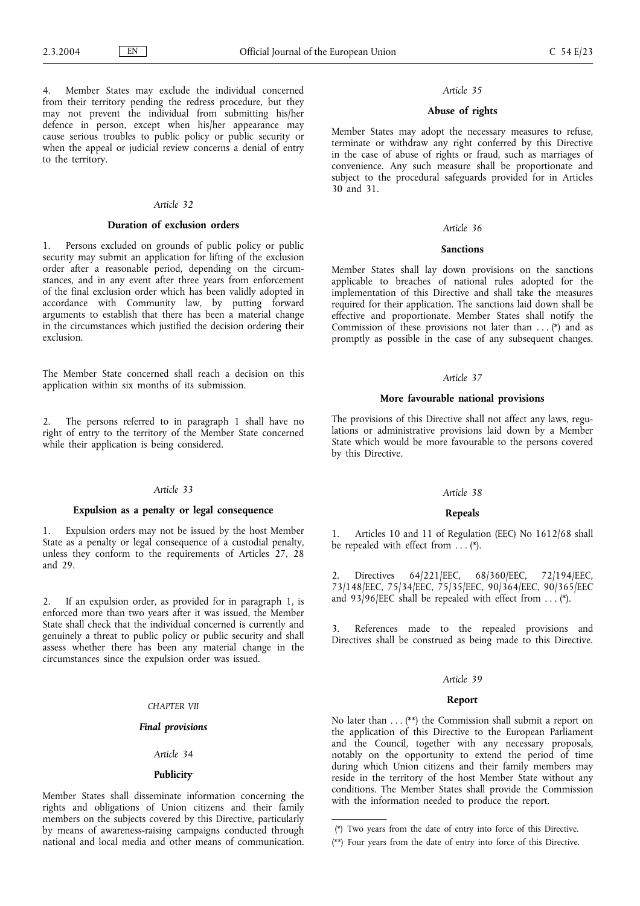4. Member States may exclude the individual concerned from their territory pending the redress procedure, but they may not prevent the individual from submitting his/her defence in person, except when his/her appearance may cause serious troubles to public policy or public security or when the appeal or judicial review concerns a denial of entry to the territory.

*Article 32*

**Duration of exclusion orders**

1. Persons excluded on grounds of public policy or public security may submit an application for lifting of the exclusion order after a reasonable period, depending on the circumstances, and in any event after three years from enforcement of the final exclusion order which has been validly adopted in accordance with Community law, by putting forward arguments to establish that there has been a material change in the circumstances which justified the decision ordering their exclusion.

The Member State concerned shall reach a decision on this application within six months of its submission.

2. The persons referred to in paragraph 1 shall have no right of entry to the territory of the Member State concerned while their application is being considered.

*Article 33*

**Expulsion as a penalty or legal consequence**

1. Expulsion orders may not be issued by the host Member State as a penalty or legal consequence of a custodial penalty, unless they conform to the requirements of Articles 27, 28 and 29.

2. If an expulsion order, as provided for in paragraph 1, is enforced more than two years after it was issued, the Member State shall check that the individual concerned is currently and genuinely a threat to public policy or public security and shall assess whether there has been any material change in the circumstances since the expulsion order was issued.

*CHAPTER VII*

***Final provisions***

*Article 34*

**Publicity**

Member States shall disseminate information concerning the rights and obligations of Union citizens and their family members on the subjects covered by this Directive, particularly by means of awareness-raising campaigns conducted through national and local media and other means of communication.

*Article 35*

**Abuse of rights**

Member States may adopt the necessary measures to refuse, terminate or withdraw any right conferred by this Directive in the case of abuse of rights or fraud, such as marriages of convenience. Any such measure shall be proportionate and subject to the procedural safeguards provided for in Articles 30 and 31.

*Article 36*

**Sanctions**

Member States shall lay down provisions on the sanctions applicable to breaches of national rules adopted for the implementation of this Directive and shall take the measures required for their application. The sanctions laid down shall be effective and proportionate. Member States shall notify the Commission of these provisions not later than ... (*) and as promptly as possible in the case of any subsequent changes.

*Article 37*

**More favourable national provisions**

The provisions of this Directive shall not affect any laws, regulations or administrative provisions laid down by a Member State which would be more favourable to the persons covered by this Directive.

*Article 38*

**Repeals**

1. Articles 10 and 11 of Regulation (EEC) No 1612/68 shall be repealed with effect from ... (*).

2. Directives 64/221/EEC, 68/360/EEC, 72/194/EEC, 73/148/EEC, 75/34/EEC, 75/35/EEC, 90/364/EEC, 90/365/EEC and 93/96/EEC shall be repealed with effect from ... (*).

3. References made to the repealed provisions and Directives shall be construed as being made to this Directive.

*Article 39*

**Report**

No later than ... (**) the Commission shall submit a report on the application of this Directive to the European Parliament and the Council, together with any necessary proposals, notably on the opportunity to extend the period of time during which Union citizens and their family members may reside in the territory of the host Member State without any conditions. The Member States shall provide the Commission with the information needed to produce the report.

(*) Two years from the date of entry into force of this Directive.

(**) Four years from the date of entry into force of this Directive.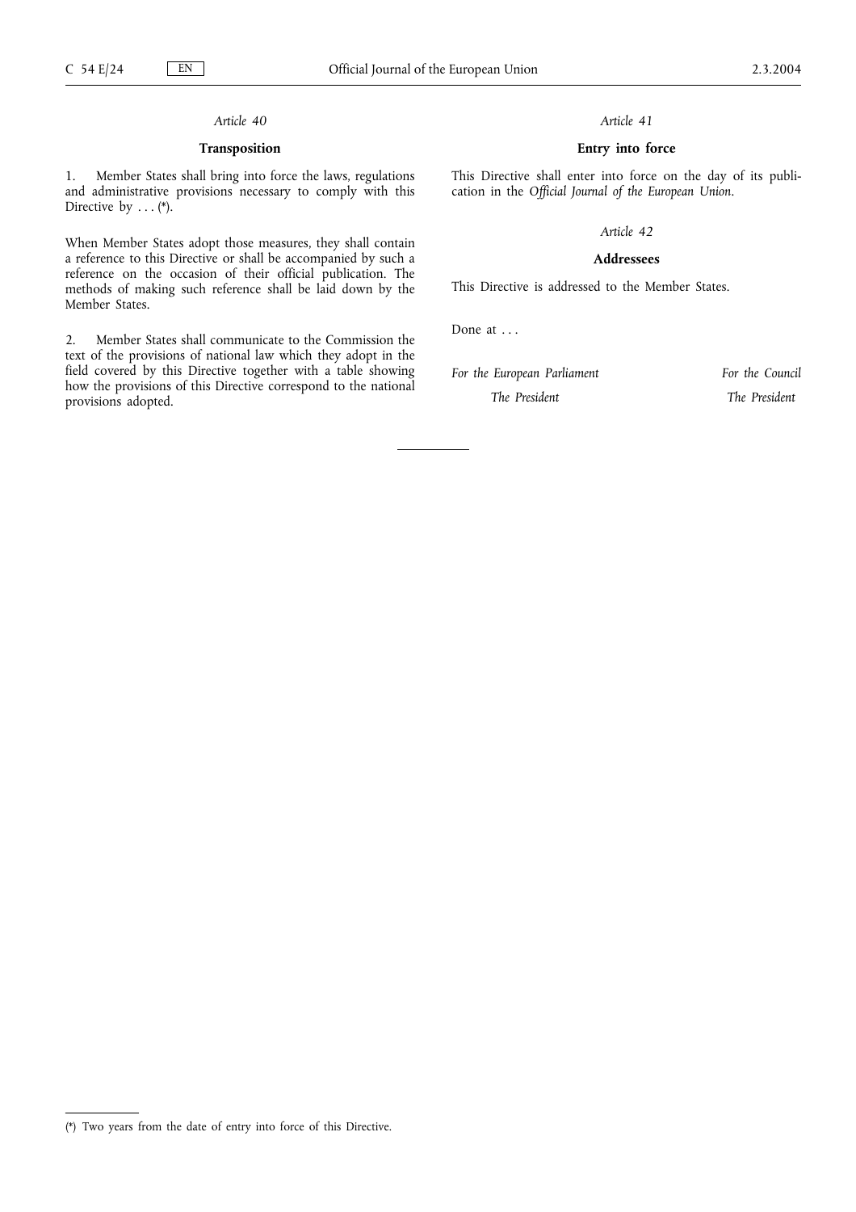*Article 40*

**Transposition**

1. Member States shall bring into force the laws, regulations and administrative provisions necessary to comply with this Directive by . . . (*).

When Member States adopt those measures, they shall contain a reference to this Directive or shall be accompanied by such a reference on the occasion of their official publication. The methods of making such reference shall be laid down by the Member States.

2. Member States shall communicate to the Commission the text of the provisions of national law which they adopt in the field covered by this Directive together with a table showing how the provisions of this Directive correspond to the national provisions adopted.

*Article 41*

**Entry into force**

This Directive shall enter into force on the day of its publication in the *Official Journal of the European Union*.

*Article 42*

**Addressees**

This Directive is addressed to the Member States.

Done at . . .

*For the European Parliament*

*The President*

*For the Council*

*The President*

---

(*) Two years from the date of entry into force of this Directive.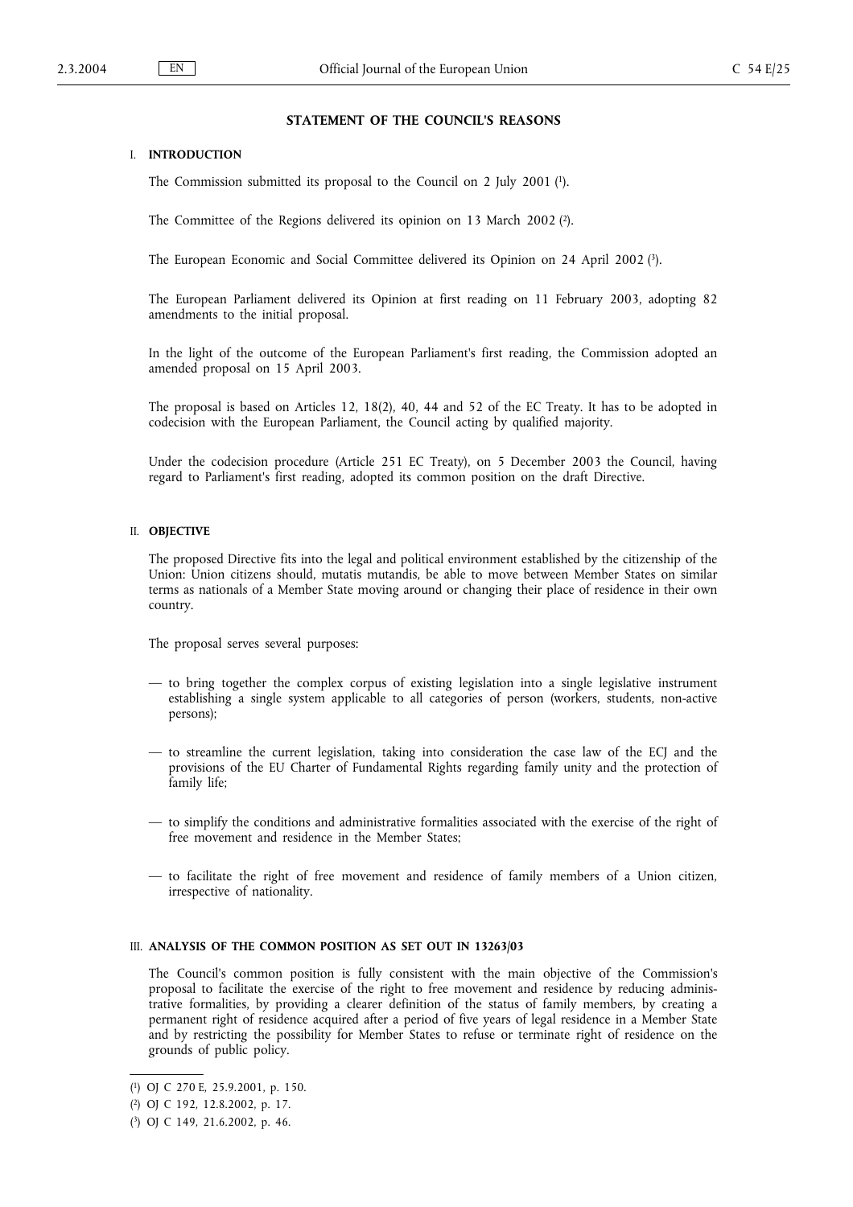## STATEMENT OF THE COUNCIL'S REASONS

### I. INTRODUCTION

The Commission submitted its proposal to the Council on 2 July 2001 [1].

The Committee of the Regions delivered its opinion on 13 March 2002 [2].

The European Economic and Social Committee delivered its Opinion on 24 April 2002 [3].

The European Parliament delivered its Opinion at first reading on 11 February 2003, adopting 82 amendments to the initial proposal.

In the light of the outcome of the European Parliament's first reading, the Commission adopted an amended proposal on 15 April 2003.

The proposal is based on Articles 12, 18(2), 40, 44 and 52 of the EC Treaty. It has to be adopted in codecision with the European Parliament, the Council acting by qualified majority.

Under the codecision procedure (Article 251 EC Treaty), on 5 December 2003 the Council, having regard to Parliament's first reading, adopted its common position on the draft Directive.

### II. OBJECTIVE

The proposed Directive fits into the legal and political environment established by the citizenship of the Union: Union citizens should, mutatis mutandis, be able to move between Member States on similar terms as nationals of a Member State moving around or changing their place of residence in their own country.

The proposal serves several purposes:

- to bring together the complex corpus of existing legislation into a single legislative instrument establishing a single system applicable to all categories of person (workers, students, non-active persons);
- to streamline the current legislation, taking into consideration the case law of the ECJ and the provisions of the EU Charter of Fundamental Rights regarding family unity and the protection of family life;
- to simplify the conditions and administrative formalities associated with the exercise of the right of free movement and residence in the Member States;
- to facilitate the right of free movement and residence of family members of a Union citizen, irrespective of nationality.

### III. ANALYSIS OF THE COMMON POSITION AS SET OUT IN 13263/03

The Council's common position is fully consistent with the main objective of the Commission's proposal to facilitate the exercise of the right to free movement and residence by reducing administrative formalities, by providing a clearer definition of the status of family members, by creating a permanent right of residence acquired after a period of five years of legal residence in a Member State and by restricting the possibility for Member States to refuse or terminate right of residence on the grounds of public policy.

---

[1] OJ C 270 E, 25.9.2001, p. 150.

[2] OJ C 192, 12.8.2002, p. 17.

[3] OJ C 149, 21.6.2002, p. 46.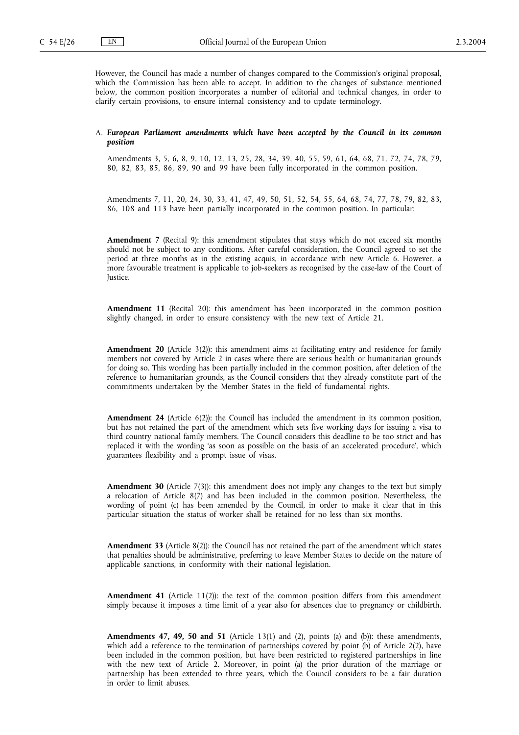However, the Council has made a number of changes compared to the Commission's original proposal, which the Commission has been able to accept. In addition to the changes of substance mentioned below, the common position incorporates a number of editorial and technical changes, in order to clarify certain provisions, to ensure internal consistency and to update terminology.

A. ***European Parliament amendments which have been accepted by the Council in its common position***

Amendments 3, 5, 6, 8, 9, 10, 12, 13, 25, 28, 34, 39, 40, 55, 59, 61, 64, 68, 71, 72, 74, 78, 79, 80, 82, 83, 85, 86, 89, 90 and 99 have been fully incorporated in the common position.

Amendments 7, 11, 20, 24, 30, 33, 41, 47, 49, 50, 51, 52, 54, 55, 64, 68, 74, 77, 78, 79, 82, 83, 86, 108 and 113 have been partially incorporated in the common position. In particular:

**Amendment 7** (Recital 9): this amendment stipulates that stays which do not exceed six months should not be subject to any conditions. After careful consideration, the Council agreed to set the period at three months as in the existing acquis, in accordance with new Article 6. However, a more favourable treatment is applicable to job-seekers as recognised by the case-law of the Court of Justice.

**Amendment 11** (Recital 20): this amendment has been incorporated in the common position slightly changed, in order to ensure consistency with the new text of Article 21.

**Amendment 20** (Article 3(2)): this amendment aims at facilitating entry and residence for family members not covered by Article 2 in cases where there are serious health or humanitarian grounds for doing so. This wording has been partially included in the common position, after deletion of the reference to humanitarian grounds, as the Council considers that they already constitute part of the commitments undertaken by the Member States in the field of fundamental rights.

**Amendment 24** (Article 6(2)): the Council has included the amendment in its common position, but has not retained the part of the amendment which sets five working days for issuing a visa to third country national family members. The Council considers this deadline to be too strict and has replaced it with the wording 'as soon as possible on the basis of an accelerated procedure', which guarantees flexibility and a prompt issue of visas.

**Amendment 30** (Article 7(3)): this amendment does not imply any changes to the text but simply a relocation of Article 8(7) and has been included in the common position. Nevertheless, the wording of point (c) has been amended by the Council, in order to make it clear that in this particular situation the status of worker shall be retained for no less than six months.

**Amendment 33** (Article 8(2)): the Council has not retained the part of the amendment which states that penalties should be administrative, preferring to leave Member States to decide on the nature of applicable sanctions, in conformity with their national legislation.

**Amendment 41** (Article 11(2)): the text of the common position differs from this amendment simply because it imposes a time limit of a year also for absences due to pregnancy or childbirth.

**Amendments 47, 49, 50 and 51** (Article 13(1) and (2), points (a) and (b)): these amendments, which add a reference to the termination of partnerships covered by point (b) of Article 2(2), have been included in the common position, but have been restricted to registered partnerships in line with the new text of Article 2. Moreover, in point (a) the prior duration of the marriage or partnership has been extended to three years, which the Council considers to be a fair duration in order to limit abuses.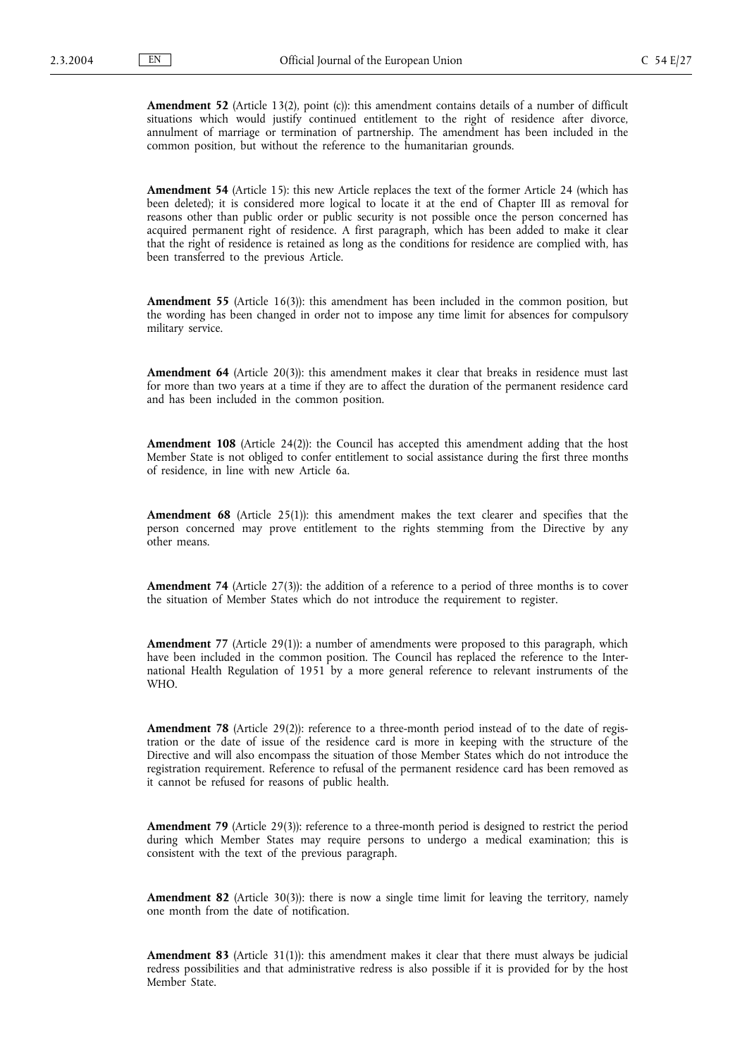**Amendment 52** (Article 13(2), point (c)): this amendment contains details of a number of difficult situations which would justify continued entitlement to the right of residence after divorce, annulment of marriage or termination of partnership. The amendment has been included in the common position, but without the reference to the humanitarian grounds.

**Amendment 54** (Article 15): this new Article replaces the text of the former Article 24 (which has been deleted); it is considered more logical to locate it at the end of Chapter III as removal for reasons other than public order or public security is not possible once the person concerned has acquired permanent right of residence. A first paragraph, which has been added to make it clear that the right of residence is retained as long as the conditions for residence are complied with, has been transferred to the previous Article.

**Amendment 55** (Article 16(3)): this amendment has been included in the common position, but the wording has been changed in order not to impose any time limit for absences for compulsory military service.

**Amendment 64** (Article 20(3)): this amendment makes it clear that breaks in residence must last for more than two years at a time if they are to affect the duration of the permanent residence card and has been included in the common position.

**Amendment 108** (Article 24(2)): the Council has accepted this amendment adding that the host Member State is not obliged to confer entitlement to social assistance during the first three months of residence, in line with new Article 6a.

**Amendment 68** (Article 25(1)): this amendment makes the text clearer and specifies that the person concerned may prove entitlement to the rights stemming from the Directive by any other means.

**Amendment 74** (Article 27(3)): the addition of a reference to a period of three months is to cover the situation of Member States which do not introduce the requirement to register.

**Amendment 77** (Article 29(1)): a number of amendments were proposed to this paragraph, which have been included in the common position. The Council has replaced the reference to the International Health Regulation of 1951 by a more general reference to relevant instruments of the WHO.

**Amendment 78** (Article 29(2)): reference to a three-month period instead of to the date of registration or the date of issue of the residence card is more in keeping with the structure of the Directive and will also encompass the situation of those Member States which do not introduce the registration requirement. Reference to refusal of the permanent residence card has been removed as it cannot be refused for reasons of public health.

**Amendment 79** (Article 29(3)): reference to a three-month period is designed to restrict the period during which Member States may require persons to undergo a medical examination; this is consistent with the text of the previous paragraph.

**Amendment 82** (Article 30(3)): there is now a single time limit for leaving the territory, namely one month from the date of notification.

**Amendment 83** (Article 31(1)): this amendment makes it clear that there must always be judicial redress possibilities and that administrative redress is also possible if it is provided for by the host Member State.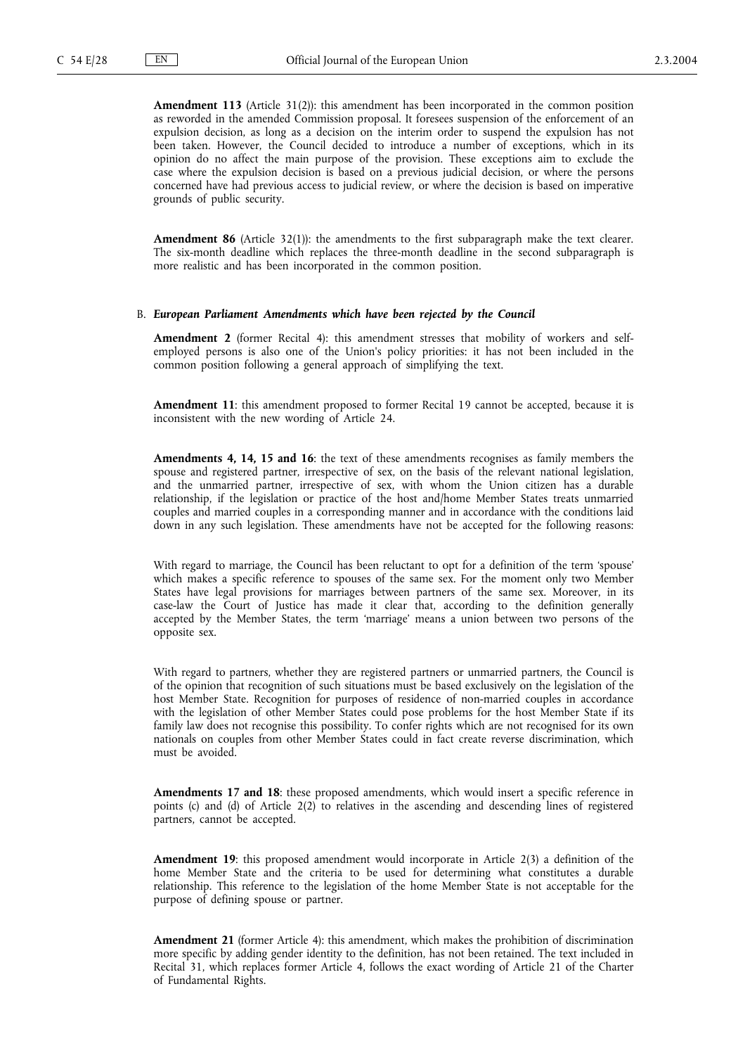**Amendment 113** (Article 31(2)): this amendment has been incorporated in the common position as reworded in the amended Commission proposal. It foresees suspension of the enforcement of an expulsion decision, as long as a decision on the interim order to suspend the expulsion has not been taken. However, the Council decided to introduce a number of exceptions, which in its opinion do no affect the main purpose of the provision. These exceptions aim to exclude the case where the expulsion decision is based on a previous judicial decision, or where the persons concerned have had previous access to judicial review, or where the decision is based on imperative grounds of public security.

**Amendment 86** (Article 32(1)): the amendments to the first subparagraph make the text clearer. The six-month deadline which replaces the three-month deadline in the second subparagraph is more realistic and has been incorporated in the common position.

B. ***European Parliament Amendments which have been rejected by the Council***

**Amendment 2** (former Recital 4): this amendment stresses that mobility of workers and self-employed persons is also one of the Union's policy priorities: it has not been included in the common position following a general approach of simplifying the text.

**Amendment 11**: this amendment proposed to former Recital 19 cannot be accepted, because it is inconsistent with the new wording of Article 24.

**Amendments 4, 14, 15 and 16**: the text of these amendments recognises as family members the spouse and registered partner, irrespective of sex, on the basis of the relevant national legislation, and the unmarried partner, irrespective of sex, with whom the Union citizen has a durable relationship, if the legislation or practice of the host and/home Member States treats unmarried couples and married couples in a corresponding manner and in accordance with the conditions laid down in any such legislation. These amendments have not be accepted for the following reasons:

With regard to marriage, the Council has been reluctant to opt for a definition of the term 'spouse' which makes a specific reference to spouses of the same sex. For the moment only two Member States have legal provisions for marriages between partners of the same sex. Moreover, in its case-law the Court of Justice has made it clear that, according to the definition generally accepted by the Member States, the term 'marriage' means a union between two persons of the opposite sex.

With regard to partners, whether they are registered partners or unmarried partners, the Council is of the opinion that recognition of such situations must be based exclusively on the legislation of the host Member State. Recognition for purposes of residence of non-married couples in accordance with the legislation of other Member States could pose problems for the host Member State if its family law does not recognise this possibility. To confer rights which are not recognised for its own nationals on couples from other Member States could in fact create reverse discrimination, which must be avoided.

**Amendments 17 and 18**: these proposed amendments, which would insert a specific reference in points (c) and (d) of Article 2(2) to relatives in the ascending and descending lines of registered partners, cannot be accepted.

**Amendment 19**: this proposed amendment would incorporate in Article 2(3) a definition of the home Member State and the criteria to be used for determining what constitutes a durable relationship. This reference to the legislation of the home Member State is not acceptable for the purpose of defining spouse or partner.

**Amendment 21** (former Article 4): this amendment, which makes the prohibition of discrimination more specific by adding gender identity to the definition, has not been retained. The text included in Recital 31, which replaces former Article 4, follows the exact wording of Article 21 of the Charter of Fundamental Rights.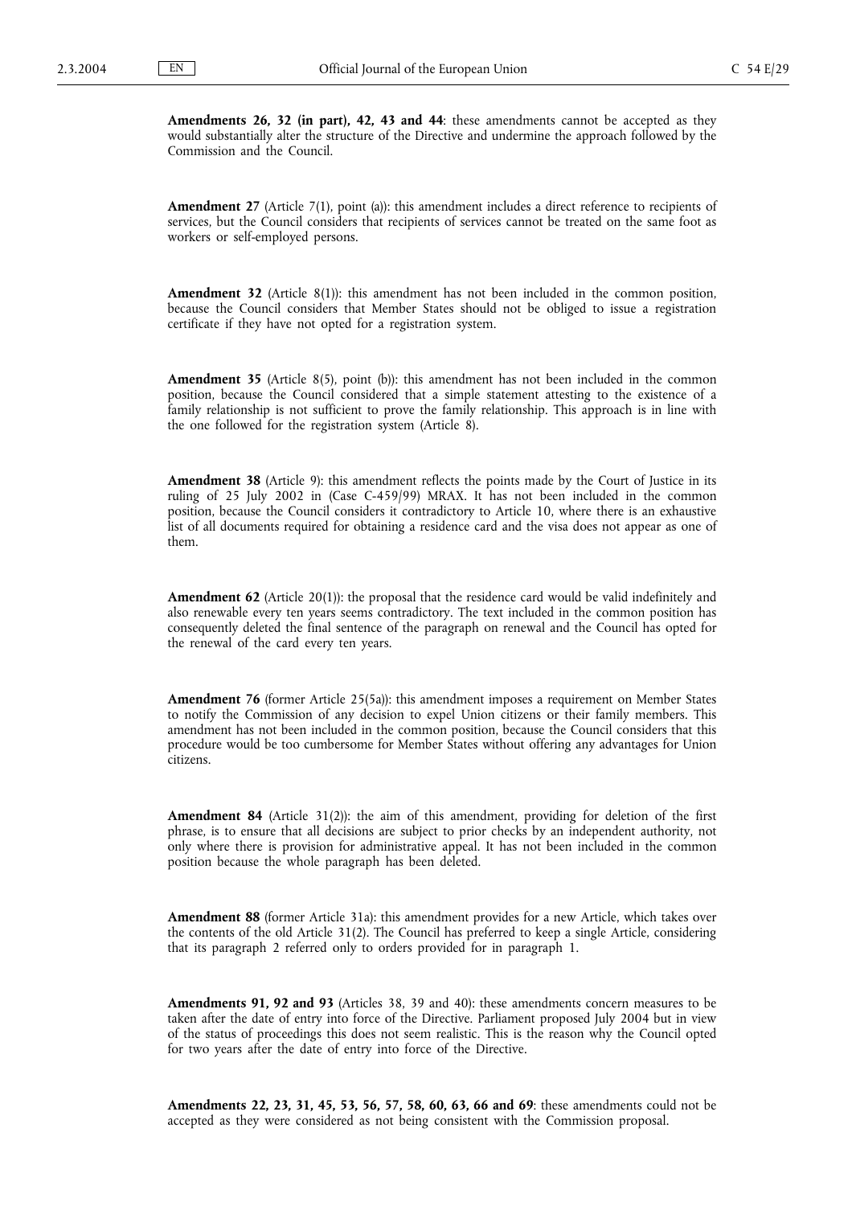**Amendments 26, 32 (in part), 42, 43 and 44**: these amendments cannot be accepted as they would substantially alter the structure of the Directive and undermine the approach followed by the Commission and the Council.

**Amendment 27** (Article 7(1), point (a)): this amendment includes a direct reference to recipients of services, but the Council considers that recipients of services cannot be treated on the same foot as workers or self-employed persons.

**Amendment 32** (Article 8(1)): this amendment has not been included in the common position, because the Council considers that Member States should not be obliged to issue a registration certificate if they have not opted for a registration system.

**Amendment 35** (Article 8(5), point (b)): this amendment has not been included in the common position, because the Council considered that a simple statement attesting to the existence of a family relationship is not sufficient to prove the family relationship. This approach is in line with the one followed for the registration system (Article 8).

**Amendment 38** (Article 9): this amendment reflects the points made by the Court of Justice in its ruling of 25 July 2002 in (Case C-459/99) MRAX. It has not been included in the common position, because the Council considers it contradictory to Article 10, where there is an exhaustive list of all documents required for obtaining a residence card and the visa does not appear as one of them.

**Amendment 62** (Article 20(1)): the proposal that the residence card would be valid indefinitely and also renewable every ten years seems contradictory. The text included in the common position has consequently deleted the final sentence of the paragraph on renewal and the Council has opted for the renewal of the card every ten years.

**Amendment 76** (former Article 25(5a)): this amendment imposes a requirement on Member States to notify the Commission of any decision to expel Union citizens or their family members. This amendment has not been included in the common position, because the Council considers that this procedure would be too cumbersome for Member States without offering any advantages for Union citizens.

**Amendment 84** (Article 31(2)): the aim of this amendment, providing for deletion of the first phrase, is to ensure that all decisions are subject to prior checks by an independent authority, not only where there is provision for administrative appeal. It has not been included in the common position because the whole paragraph has been deleted.

**Amendment 88** (former Article 31a): this amendment provides for a new Article, which takes over the contents of the old Article 31(2). The Council has preferred to keep a single Article, considering that its paragraph 2 referred only to orders provided for in paragraph 1.

**Amendments 91, 92 and 93** (Articles 38, 39 and 40): these amendments concern measures to be taken after the date of entry into force of the Directive. Parliament proposed July 2004 but in view of the status of proceedings this does not seem realistic. This is the reason why the Council opted for two years after the date of entry into force of the Directive.

**Amendments 22, 23, 31, 45, 53, 56, 57, 58, 60, 63, 66 and 69**: these amendments could not be accepted as they were considered as not being consistent with the Commission proposal.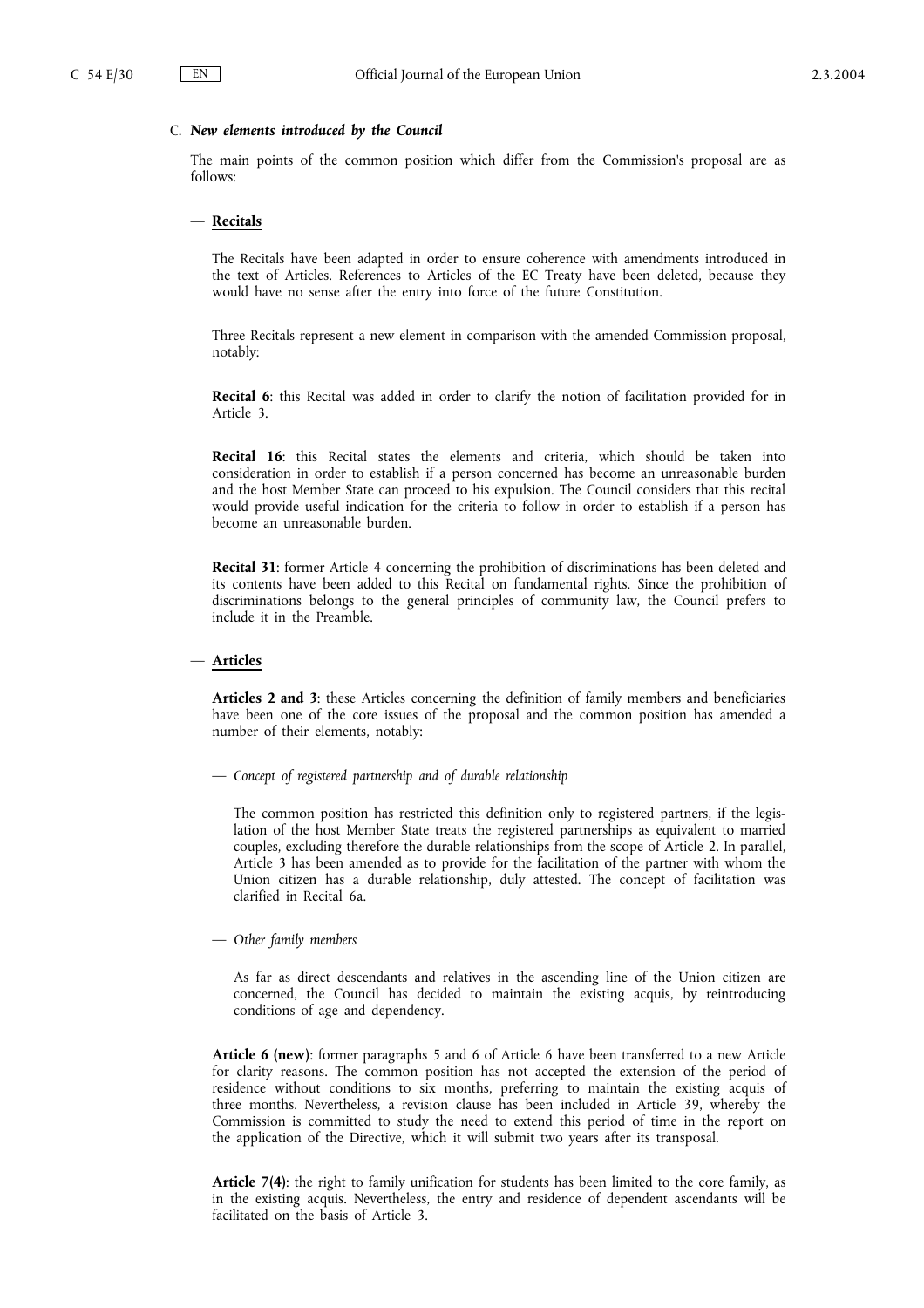C. ***New elements introduced by the Council***

The main points of the common position which differ from the Commission's proposal are as follows:

— **Recitals**

The Recitals have been adapted in order to ensure coherence with amendments introduced in the text of Articles. References to Articles of the EC Treaty have been deleted, because they would have no sense after the entry into force of the future Constitution.

Three Recitals represent a new element in comparison with the amended Commission proposal, notably:

**Recital 6**: this Recital was added in order to clarify the notion of facilitation provided for in Article 3.

**Recital 16**: this Recital states the elements and criteria, which should be taken into consideration in order to establish if a person concerned has become an unreasonable burden and the host Member State can proceed to his expulsion. The Council considers that this recital would provide useful indication for the criteria to follow in order to establish if a person has become an unreasonable burden.

**Recital 31**: former Article 4 concerning the prohibition of discriminations has been deleted and its contents have been added to this Recital on fundamental rights. Since the prohibition of discriminations belongs to the general principles of community law, the Council prefers to include it in the Preamble.

— **Articles**

**Articles 2 and 3**: these Articles concerning the definition of family members and beneficiaries have been one of the core issues of the proposal and the common position has amended a number of their elements, notably:

— *Concept of registered partnership and of durable relationship*

The common position has restricted this definition only to registered partners, if the legislation of the host Member State treats the registered partnerships as equivalent to married couples, excluding therefore the durable relationships from the scope of Article 2. In parallel, Article 3 has been amended as to provide for the facilitation of the partner with whom the Union citizen has a durable relationship, duly attested. The concept of facilitation was clarified in Recital 6a.

— *Other family members*

As far as direct descendants and relatives in the ascending line of the Union citizen are concerned, the Council has decided to maintain the existing acquis, by reintroducing conditions of age and dependency.

**Article 6 (new)**: former paragraphs 5 and 6 of Article 6 have been transferred to a new Article for clarity reasons. The common position has not accepted the extension of the period of residence without conditions to six months, preferring to maintain the existing acquis of three months. Nevertheless, a revision clause has been included in Article 39, whereby the Commission is committed to study the need to extend this period of time in the report on the application of the Directive, which it will submit two years after its transposal.

**Article 7(4)**: the right to family unification for students has been limited to the core family, as in the existing acquis. Nevertheless, the entry and residence of dependent ascendants will be facilitated on the basis of Article 3.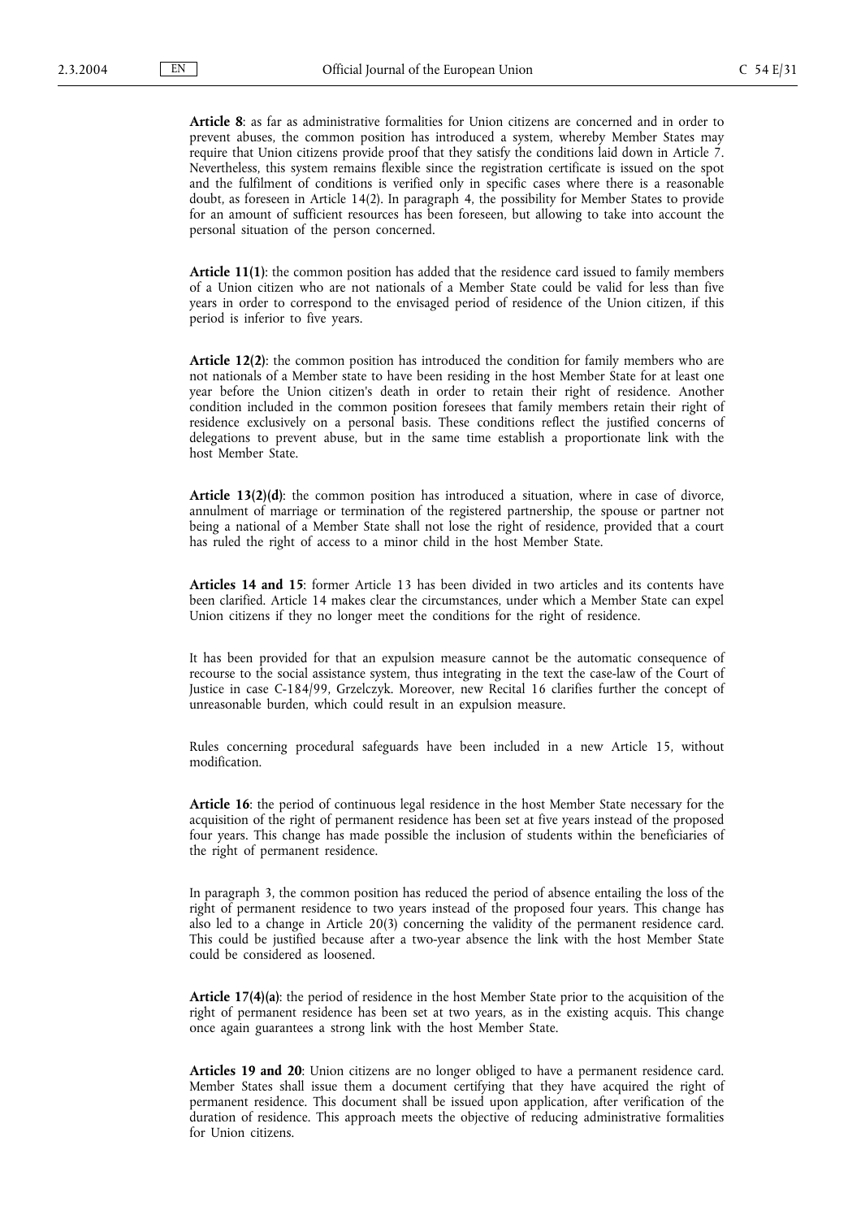**Article 8**: as far as administrative formalities for Union citizens are concerned and in order to prevent abuses, the common position has introduced a system, whereby Member States may require that Union citizens provide proof that they satisfy the conditions laid down in Article 7. Nevertheless, this system remains flexible since the registration certificate is issued on the spot and the fulfilment of conditions is verified only in specific cases where there is a reasonable doubt, as foreseen in Article 14(2). In paragraph 4, the possibility for Member States to provide for an amount of sufficient resources has been foreseen, but allowing to take into account the personal situation of the person concerned.

**Article 11(1)**: the common position has added that the residence card issued to family members of a Union citizen who are not nationals of a Member State could be valid for less than five years in order to correspond to the envisaged period of residence of the Union citizen, if this period is inferior to five years.

**Article 12(2)**: the common position has introduced the condition for family members who are not nationals of a Member state to have been residing in the host Member State for at least one year before the Union citizen's death in order to retain their right of residence. Another condition included in the common position foresees that family members retain their right of residence exclusively on a personal basis. These conditions reflect the justified concerns of delegations to prevent abuse, but in the same time establish a proportionate link with the host Member State.

**Article 13(2)(d)**: the common position has introduced a situation, where in case of divorce, annulment of marriage or termination of the registered partnership, the spouse or partner not being a national of a Member State shall not lose the right of residence, provided that a court has ruled the right of access to a minor child in the host Member State.

**Articles 14 and 15**: former Article 13 has been divided in two articles and its contents have been clarified. Article 14 makes clear the circumstances, under which a Member State can expel Union citizens if they no longer meet the conditions for the right of residence.

It has been provided for that an expulsion measure cannot be the automatic consequence of recourse to the social assistance system, thus integrating in the text the case-law of the Court of Justice in case C-184/99, Grzelczyk. Moreover, new Recital 16 clarifies further the concept of unreasonable burden, which could result in an expulsion measure.

Rules concerning procedural safeguards have been included in a new Article 15, without modification.

**Article 16**: the period of continuous legal residence in the host Member State necessary for the acquisition of the right of permanent residence has been set at five years instead of the proposed four years. This change has made possible the inclusion of students within the beneficiaries of the right of permanent residence.

In paragraph 3, the common position has reduced the period of absence entailing the loss of the right of permanent residence to two years instead of the proposed four years. This change has also led to a change in Article 20(3) concerning the validity of the permanent residence card. This could be justified because after a two-year absence the link with the host Member State could be considered as loosened.

**Article 17(4)(a)**: the period of residence in the host Member State prior to the acquisition of the right of permanent residence has been set at two years, as in the existing acquis. This change once again guarantees a strong link with the host Member State.

**Articles 19 and 20**: Union citizens are no longer obliged to have a permanent residence card. Member States shall issue them a document certifying that they have acquired the right of permanent residence. This document shall be issued upon application, after verification of the duration of residence. This approach meets the objective of reducing administrative formalities for Union citizens.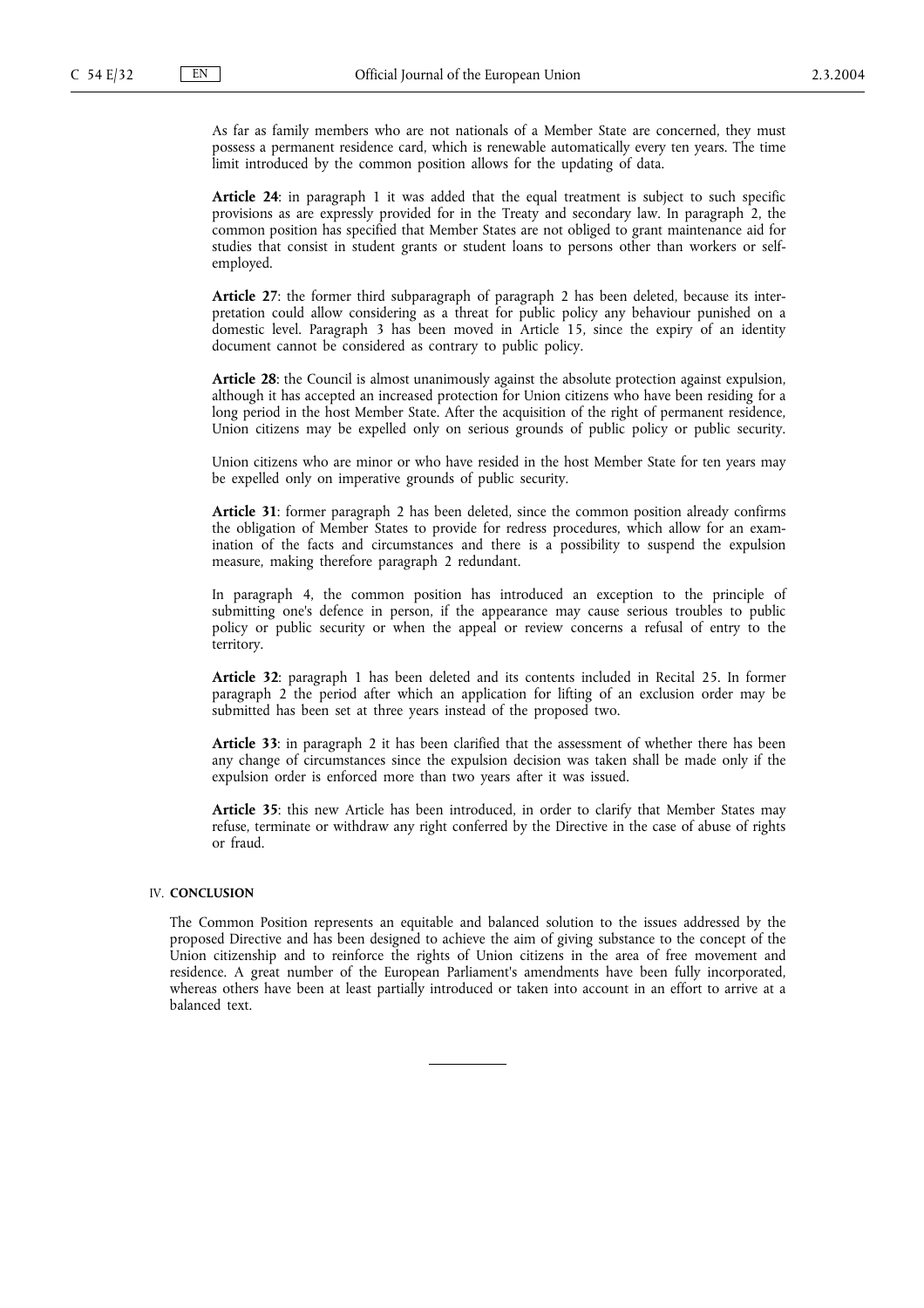As far as family members who are not nationals of a Member State are concerned, they must possess a permanent residence card, which is renewable automatically every ten years. The time limit introduced by the common position allows for the updating of data.

**Article 24**: in paragraph 1 it was added that the equal treatment is subject to such specific provisions as are expressly provided for in the Treaty and secondary law. In paragraph 2, the common position has specified that Member States are not obliged to grant maintenance aid for studies that consist in student grants or student loans to persons other than workers or self-employed.

**Article 27**: the former third subparagraph of paragraph 2 has been deleted, because its interpretation could allow considering as a threat for public policy any behaviour punished on a domestic level. Paragraph 3 has been moved in Article 15, since the expiry of an identity document cannot be considered as contrary to public policy.

**Article 28**: the Council is almost unanimously against the absolute protection against expulsion, although it has accepted an increased protection for Union citizens who have been residing for a long period in the host Member State. After the acquisition of the right of permanent residence, Union citizens may be expelled only on serious grounds of public policy or public security.

Union citizens who are minor or who have resided in the host Member State for ten years may be expelled only on imperative grounds of public security.

**Article 31**: former paragraph 2 has been deleted, since the common position already confirms the obligation of Member States to provide for redress procedures, which allow for an examination of the facts and circumstances and there is a possibility to suspend the expulsion measure, making therefore paragraph 2 redundant.

In paragraph 4, the common position has introduced an exception to the principle of submitting one's defence in person, if the appearance may cause serious troubles to public policy or public security or when the appeal or review concerns a refusal of entry to the territory.

**Article 32**: paragraph 1 has been deleted and its contents included in Recital 25. In former paragraph 2 the period after which an application for lifting of an exclusion order may be submitted has been set at three years instead of the proposed two.

**Article 33**: in paragraph 2 it has been clarified that the assessment of whether there has been any change of circumstances since the expulsion decision was taken shall be made only if the expulsion order is enforced more than two years after it was issued.

**Article 35**: this new Article has been introduced, in order to clarify that Member States may refuse, terminate or withdraw any right conferred by the Directive in the case of abuse of rights or fraud.

## IV. CONCLUSION

The Common Position represents an equitable and balanced solution to the issues addressed by the proposed Directive and has been designed to achieve the aim of giving substance to the concept of the Union citizenship and to reinforce the rights of Union citizens in the area of free movement and residence. A great number of the European Parliament's amendments have been fully incorporated, whereas others have been at least partially introduced or taken into account in an effort to arrive at a balanced text.